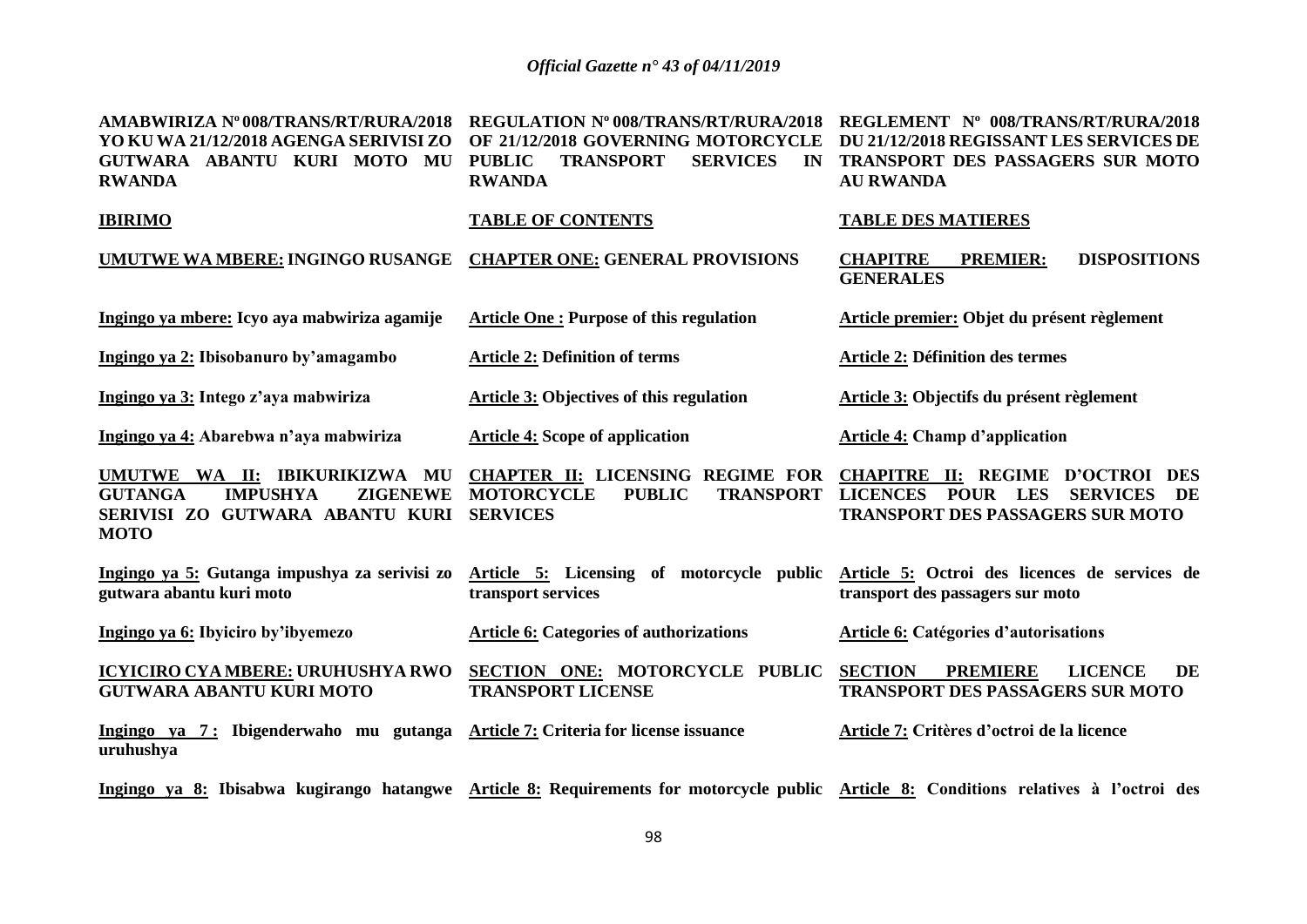| **AMABWIRIZA Nº 008/TRANS/RT/RURA/2018 YO KU WA 21/12/2018 AGENGA SERIVISI ZO GUTWARA ABANTU KURI MOTO MU RWANDA** | **REGULATION Nº 008/TRANS/RT/RURA/2018 OF 21/12/2018 GOVERNING MOTORCYCLE PUBLIC TRANSPORT SERVICES IN RWANDA** | **REGLEMENT Nº 008/TRANS/RT/RURA/2018 DU 21/12/2018 REGISSANT LES SERVICES DE TRANSPORT DES PASSAGERS SUR MOTO AU RWANDA** |
|---|---|---|
| **IBIRIMO** | **TABLE OF CONTENTS** | **TABLE DES MATIERES** |
| **UMUTWE WA MBERE: INGINGO RUSANGE** | **CHAPTER ONE: GENERAL PROVISIONS** | **CHAPITRE PREMIER: DISPOSITIONS GENERALES** |
| **Ingingo ya mbere: Icyo aya mabwiriza agamije** | **Article One : Purpose of this regulation** | **Article premier: Objet du présent règlement** |
| **Ingingo ya 2: Ibisobanuro by'amagambo** | **Article 2: Definition of terms** | **Article 2: Définition des termes** |
| **Ingingo ya 3: Intego z'aya mabwiriza** | **Article 3: Objectives of this regulation** | **Article 3: Objectifs du présent règlement** |
| **Ingingo ya 4: Abarebwa n'aya mabwiriza** | **Article 4: Scope of application** | **Article 4: Champ d'application** |
| **UMUTWE WA II: IBIKURIKIZWA MU GUTANGA IMPUSHYA ZIGENEWE SERIVISI ZO GUTWARA ABANTU KURI MOTO** | **CHAPTER II: LICENSING REGIME FOR MOTORCYCLE PUBLIC TRANSPORT SERVICES** | **CHAPITRE II: REGIME D'OCTROI DES LICENCES POUR LES SERVICES DE TRANSPORT DES PASSAGERS SUR MOTO** |
| **Ingingo ya 5: Gutanga impushya za serivisi zo gutwara abantu kuri moto** | **Article 5: Licensing of motorcycle public transport services** | **Article 5: Octroi des licences de services de transport des passagers sur moto** |
| **Ingingo ya 6: Ibyiciro by'ibyemezo** | **Article 6: Categories of authorizations** | **Article 6: Catégories d'autorisations** |
| **ICYICIRO CYA MBERE: URUHUSHYA RWO GUTWARA ABANTU KURI MOTO** | **SECTION ONE: MOTORCYCLE PUBLIC TRANSPORT LICENSE** | **SECTION PREMIERE LICENCE DE TRANSPORT DES PASSAGERS SUR MOTO** |
| **Ingingo ya 7 : Ibigenderwaho mu gutanga uruhushya** | **Article 7: Criteria for license issuance** | **Article 7: Critères d'octroi de la licence** |
| **Ingingo ya 8: Ibisabwa kugirango hatangwe** | **Article 8: Requirements for motorcycle public** | **Article 8: Conditions relatives à l'octroi des** |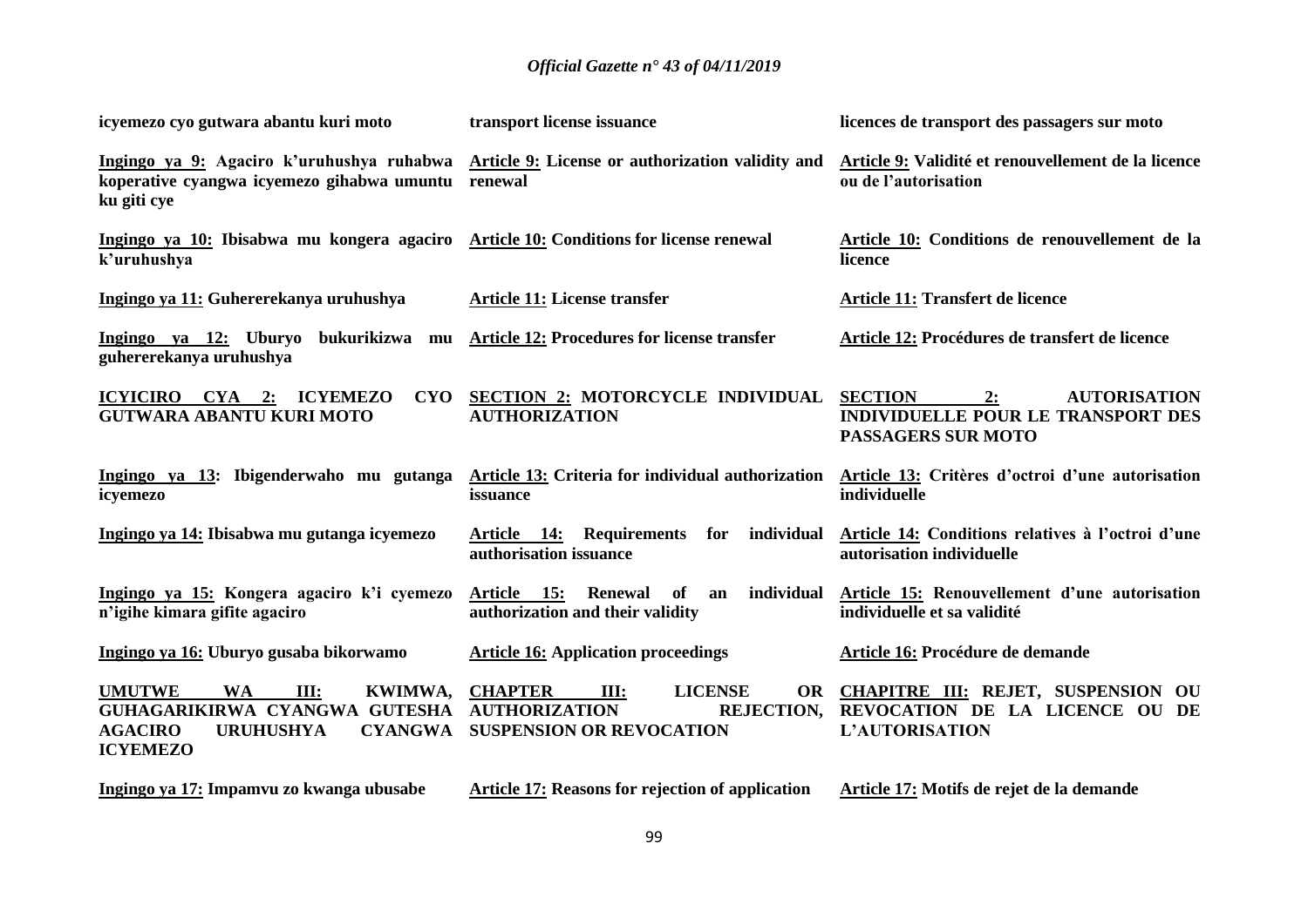| | | |
|---|---|---|
| **icyemezo cyo gutwara abantu kuri moto** | **transport license issuance** | **licences de transport des passagers sur moto** |
| **Ingingo ya 9: Agaciro k'uruhushya ruhabwa koperative cyangwa icyemezo gihabwa umuntu ku giti cye** | **Article 9: License or authorization validity and renewal** | **Article 9: Validité et renouvellement de la licence ou de l'autorisation** |
| **Ingingo ya 10: Ibisabwa mu kongera agaciro k'uruhushya** | **Article 10: Conditions for license renewal** | **Article 10: Conditions de renouvellement de la licence** |
| **Ingingo ya 11: Guhererekanya uruhushya** | **Article 11: License transfer** | **Article 11: Transfert de licence** |
| **Ingingo ya 12: Uburyo bukurikizwa mu guhererekanya uruhushya** | **Article 12: Procedures for license transfer** | **Article 12: Procédures de transfert de licence** |
| **ICYICIRO CYA 2: ICYEMEZO CYO GUTWARA ABANTU KURI MOTO** | **SECTION 2: MOTORCYCLE INDIVIDUAL AUTHORIZATION** | **SECTION 2: AUTORISATION INDIVIDUELLE POUR LE TRANSPORT DES PASSAGERS SUR MOTO** |
| **Ingingo ya 13: Ibigenderwaho mu gutanga icyemezo** | **Article 13: Criteria for individual authorization issuance** | **Article 13: Critères d'octroi d'une autorisation individuelle** |
| **Ingingo ya 14: Ibisabwa mu gutanga icyemezo** | **Article 14: Requirements for individual authorisation issuance** | **Article 14: Conditions relatives à l'octroi d'une autorisation individuelle** |
| **Ingingo ya 15: Kongera agaciro k'i cyemezo n'igihe kimara gifite agaciro** | **Article 15: Renewal of an individual authorization and their validity** | **Article 15: Renouvellement d'une autorisation individuelle et sa validité** |
| **Ingingo ya 16: Uburyo gusaba bikorwamo** | **Article 16: Application proceedings** | **Article 16: Procédure de demande** |
| **UMUTWE WA III: KWIMWA, GUHAGARIKIRWA CYANGWA GUTESHA AGACIRO URUHUSHYA CYANGWA ICYEMEZO** | **CHAPTER III: LICENSE OR AUTHORIZATION REJECTION, SUSPENSION OR REVOCATION** | **CHAPITRE III: REJET, SUSPENSION OU REVOCATION DE LA LICENCE OU DE L'AUTORISATION** |
| **Ingingo ya 17: Impamvu zo kwanga ubusabe** | **Article 17: Reasons for rejection of application** | **Article 17: Motifs de rejet de la demande** |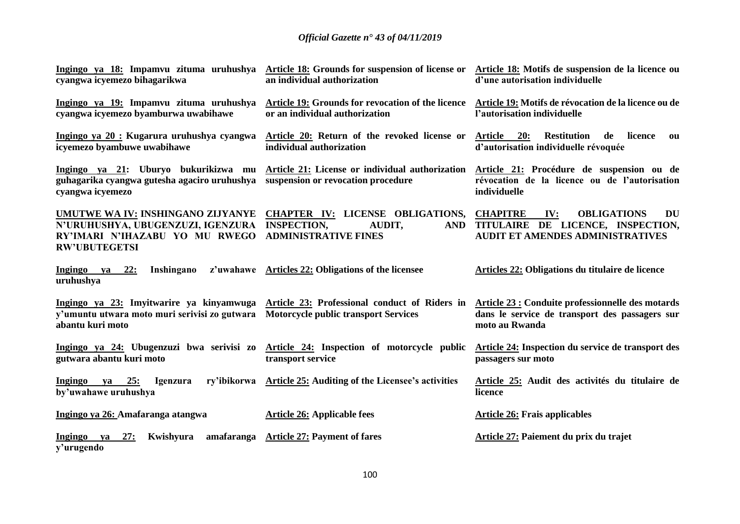| | | |
|---|---|---|
| **Ingingo ya 18: Impamvu zituma uruhushya cyangwa icyemezo bihagarikwa** | **Article 18: Grounds for suspension of license or an individual authorization** | **Article 18: Motifs de suspension de la licence ou d'une autorisation individuelle** |
| **Ingingo ya 19: Impamvu zituma uruhushya cyangwa icyemezo byamburwa uwabihawe** | **Article 19: Grounds for revocation of the licence or an individual authorization** | **Article 19: Motifs de révocation de la licence ou de l'autorisation individuelle** |
| **Ingingo ya 20 : Kugarura uruhushya cyangwa icyemezo byambuwe uwabihawe** | **Article 20: Return of the revoked license or individual authorization** | **Article 20: Restitution de licence ou d'autorisation individuelle révoquée** |
| **Ingingo ya 21: Uburyo bukurikizwa mu guhagarika cyangwa gutesha agaciro uruhushya cyangwa icyemezo** | **Article 21: License or individual authorization suspension or revocation procedure** | **Article 21: Procédure de suspension ou de révocation de la licence ou de l'autorisation individuelle** |
| **UMUTWE WA IV: INSHINGANO ZIJYANYE N'URUHUSHYA, UBUGENZUZI, IGENZURA RY'IMARI N'IHAZABU YO MU RWEGO RW'UBUTEGETSI** | **CHAPTER IV: LICENSE OBLIGATIONS, INSPECTION, AUDIT, AND ADMINISTRATIVE FINES** | **CHAPITRE IV: OBLIGATIONS DU TITULAIRE DE LICENCE, INSPECTION, AUDIT ET AMENDES ADMINISTRATIVES** |
| **Ingingo ya 22: Inshingano z'uwahawe uruhushya** | **Articles 22: Obligations of the licensee** | **Articles 22: Obligations du titulaire de licence** |
| **Ingingo ya 23: Imyitwarire ya kinyamwuga y'umuntu utwara moto muri serivisi zo gutwara abantu kuri moto** | **Article 23: Professional conduct of Riders in Motorcycle public transport Services** | **Article 23 : Conduite professionnelle des motards dans le service de transport des passagers sur moto au Rwanda** |
| **Ingingo ya 24: Ubugenzuzi bwa serivisi zo gutwara abantu kuri moto** | **Article 24: Inspection of motorcycle public transport service** | **Article 24: Inspection du service de transport des passagers sur moto** |
| **Ingingo ya 25: Igenzura ry'ibikorwa by'uwahawe uruhushya** | **Article 25: Auditing of the Licensee's activities** | **Article 25: Audit des activités du titulaire de licence** |
| **Ingingo ya 26: Amafaranga atangwa** | **Article 26: Applicable fees** | **Article 26: Frais applicables** |
| **Ingingo ya 27: Kwishyura amafaranga y'urugendo** | **Article 27: Payment of fares** | **Article 27: Paiement du prix du trajet** |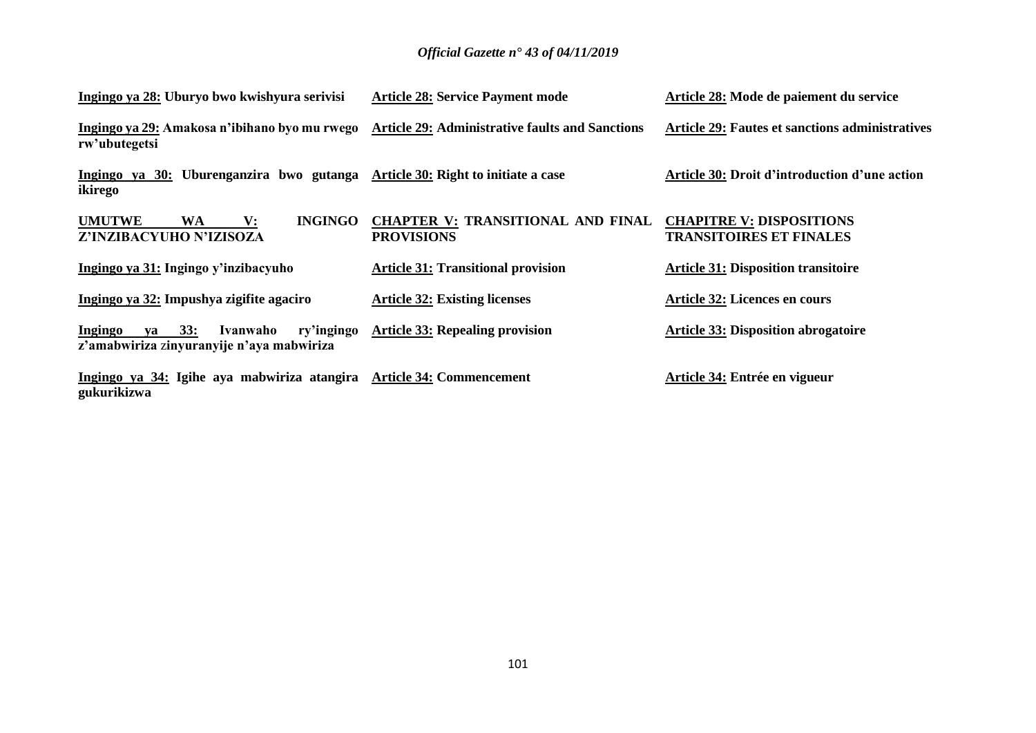| | | |
|---|---|---|
| **Ingingo ya 28: Uburyo bwo kwishyura serivisi** | **Article 28: Service Payment mode** | **Article 28: Mode de paiement du service** |
| **Ingingo ya 29: Amakosa n'ibihano byo mu rwego rw'ubutegetsi** | **Article 29: Administrative faults and Sanctions** | **Article 29: Fautes et sanctions administratives** |
| **Ingingo ya 30: Uburenganzira bwo gutanga ikirego** | **Article 30: Right to initiate a case** | **Article 30: Droit d'introduction d'une action** |
| **UMUTWE WA V: INGINGO Z'INZIBACYUHO N'IZISOZA** | **CHAPTER V: TRANSITIONAL AND FINAL PROVISIONS** | **CHAPITRE V: DISPOSITIONS TRANSITOIRES ET FINALES** |
| **Ingingo ya 31: Ingingo y'inzibacyuho** | **Article 31: Transitional provision** | **Article 31: Disposition transitoire** |
| **Ingingo ya 32: Impushya zigifite agaciro** | **Article 32: Existing licenses** | **Article 32: Licences en cours** |
| **Ingingo ya 33: Ivanwaho ry'ingingo z'amabwiriza zinyuranyije n'aya mabwiriza** | **Article 33: Repealing provision** | **Article 33: Disposition abrogatoire** |
| **Ingingo ya 34: Igihe aya mabwiriza atangira gukurikizwa** | **Article 34: Commencement** | **Article 34: Entrée en vigueur** |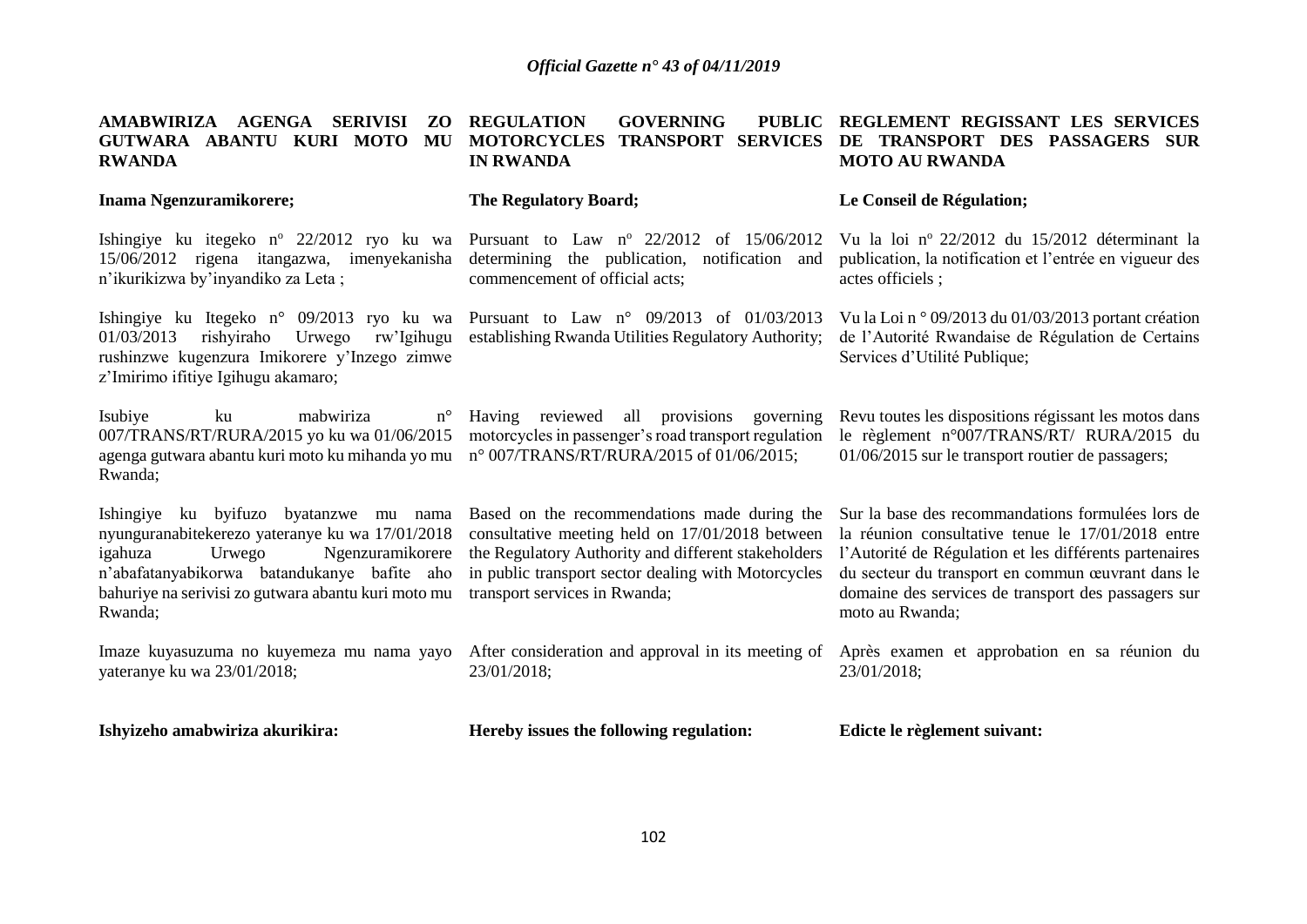**AMABWIRIZA AGENGA SERIVISI ZO GUTWARA ABANTU KURI MOTO MU RWANDA**

**Inama Ngenzuramikorere;**

Ishingiye ku itegeko nº 22/2012 ryo ku wa 15/06/2012 rigena itangazwa, imenyekanisha n'ikurikizwa by'inyandiko za Leta ;

Ishingiye ku Itegeko n° 09/2013 ryo ku wa 01/03/2013 rishyiraho Urwego rw'Igihugu rushinzwe kugenzura Imikorere y'Inzego zimwe z'Imirimo ifitiye Igihugu akamaro;

Isubiye ku mabwiriza n° 007/TRANS/RT/RURA/2015 yo ku wa 01/06/2015 agenga gutwara abantu kuri moto ku mihanda yo mu Rwanda;

Ishingiye ku byifuzo byatanzwe mu nama nyunguranabitekerezo yateranye ku wa 17/01/2018 igahuza Urwego Ngenzuramikorere n'abafatanyabikorwa batandukanye bafite aho bahuriye na serivisi zo gutwara abantu kuri moto mu Rwanda;

Imaze kuyasuzuma no kuyemeza mu nama yayo yateranye ku wa 23/01/2018;

**Ishyizeho amabwiriza akurikira:**

**REGULATION GOVERNING PUBLIC MOTORCYCLES TRANSPORT SERVICES IN RWANDA**

**The Regulatory Board;**

Pursuant to Law nº 22/2012 of 15/06/2012 determining the publication, notification and commencement of official acts;

Pursuant to Law n° 09/2013 of 01/03/2013 establishing Rwanda Utilities Regulatory Authority;

Having reviewed all provisions governing motorcycles in passenger's road transport regulation n° 007/TRANS/RT/RURA/2015 of 01/06/2015;

Based on the recommendations made during the consultative meeting held on 17/01/2018 between the Regulatory Authority and different stakeholders in public transport sector dealing with Motorcycles transport services in Rwanda;

After consideration and approval in its meeting of 23/01/2018;

**Hereby issues the following regulation:**

**REGLEMENT REGISSANT LES SERVICES DE TRANSPORT DES PASSAGERS SUR MOTO AU RWANDA**

**Le Conseil de Régulation;**

Vu la loi nº 22/2012 du 15/2012 déterminant la publication, la notification et l'entrée en vigueur des actes officiels ;

Vu la Loi n ° 09/2013 du 01/03/2013 portant création de l'Autorité Rwandaise de Régulation de Certains Services d'Utilité Publique;

Revu toutes les dispositions régissant les motos dans le règlement n°007/TRANS/RT/ RURA/2015 du 01/06/2015 sur le transport routier de passagers;

Sur la base des recommandations formulées lors de la réunion consultative tenue le 17/01/2018 entre l'Autorité de Régulation et les différents partenaires du secteur du transport en commun œuvrant dans le domaine des services de transport des passagers sur moto au Rwanda;

Après examen et approbation en sa réunion du 23/01/2018;

**Edicte le règlement suivant:**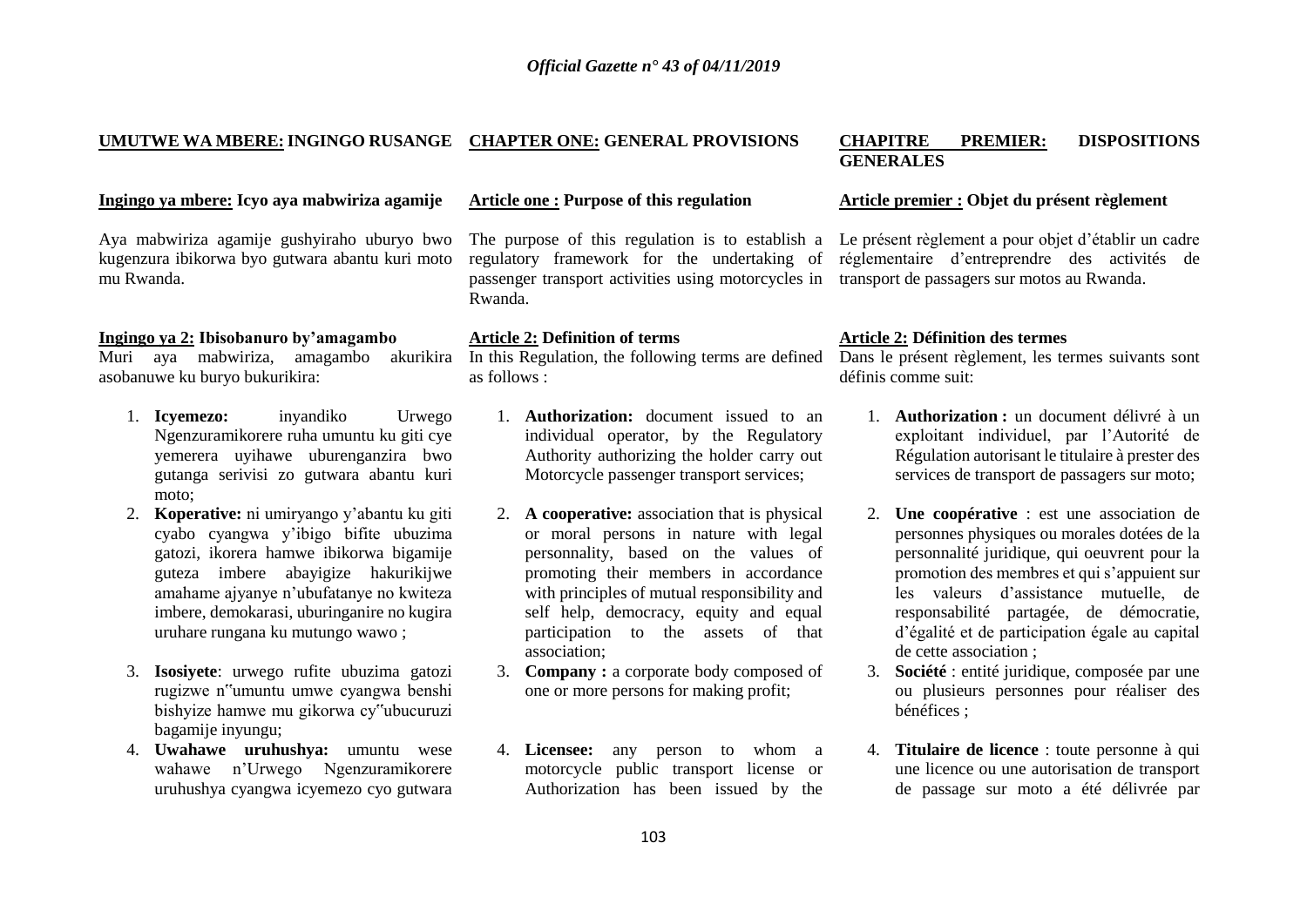**UMUTWE WA MBERE: INGINGO RUSANGE**

**Ingingo ya mbere: Icyo aya mabwiriza agamije**

Aya mabwiriza agamije gushyiraho uburyo bwo kugenzura ibikorwa byo gutwara abantu kuri moto mu Rwanda.

**Ingingo ya 2: Ibisobanuro by'amagambo**

Muri aya mabwiriza, amagambo akurikira asobanuwe ku buryo bukurikira:

1. **Icyemezo:** inyandiko Urwego Ngenzuramikorere ruha umuntu ku giti cye yemerera uyihawe uburenganzira bwo gutanga serivisi zo gutwara abantu kuri moto;
2. **Koperative:** ni umiryango y'abantu ku giti cyabo cyangwa y'ibigo bifite ubuzima gatozi, ikorera hamwe ibikorwa bigamije guteza imbere abayigize hakurikijwe amahame ajyanye n'ubufatanye no kwiteza imbere, demokarasi, uburinganire no kugira uruhare rungana ku mutungo wawo ;
3. **Isosiyete**: urwego rufite ubuzima gatozi rugizwe n�too"umuntu umwe cyangwa benshi bishyize hamwe mu gikorwa cy"ubucuruzi bagamije inyungu;
4. **Uwahawe uruhushya:** umuntu wese wahawe n'Urwego Ngenzuramikorere uruhushya cyangwa icyemezo cyo gutwara

**CHAPTER ONE: GENERAL PROVISIONS**

**Article one : Purpose of this regulation**

The purpose of this regulation is to establish a regulatory framework for the undertaking of passenger transport activities using motorcycles in Rwanda.

**Article 2: Definition of terms**

In this Regulation, the following terms are defined as follows :

1. **Authorization:** document issued to an individual operator, by the Regulatory Authority authorizing the holder carry out Motorcycle passenger transport services;
2. **A cooperative:** association that is physical or moral persons in nature with legal personnality, based on the values of promoting their members in accordance with principles of mutual responsibility and self help, democracy, equity and equal participation to the assets of that association;
3. **Company :** a corporate body composed of one or more persons for making profit;
4. **Licensee:** any person to whom a motorcycle public transport license or Authorization has been issued by the

**CHAPITRE PREMIER: DISPOSITIONS GENERALES**

**Article premier : Objet du présent règlement**

Le présent règlement a pour objet d'établir un cadre réglementaire d'entreprendre des activités de transport de passagers sur motos au Rwanda.

**Article 2: Définition des termes**

Dans le présent règlement, les termes suivants sont définis comme suit:

1. **Authorization :** un document délivré à un exploitant individuel, par l'Autorité de Régulation autorisant le titulaire à prester des services de transport de passagers sur moto;
2. **Une coopérative** : est une association de personnes physiques ou morales dotées de la personnalité juridique, qui oeuvrent pour la promotion des membres et qui s'appuient sur les valeurs d'assistance mutuelle, de responsabilité partagée, de démocratie, d'égalité et de participation égale au capital de cette association ;
3. **Société** : entité juridique, composée par une ou plusieurs personnes pour réaliser des bénéfices ;
4. **Titulaire de licence** : toute personne à qui une licence ou une autorisation de transport de passage sur moto a été délivrée par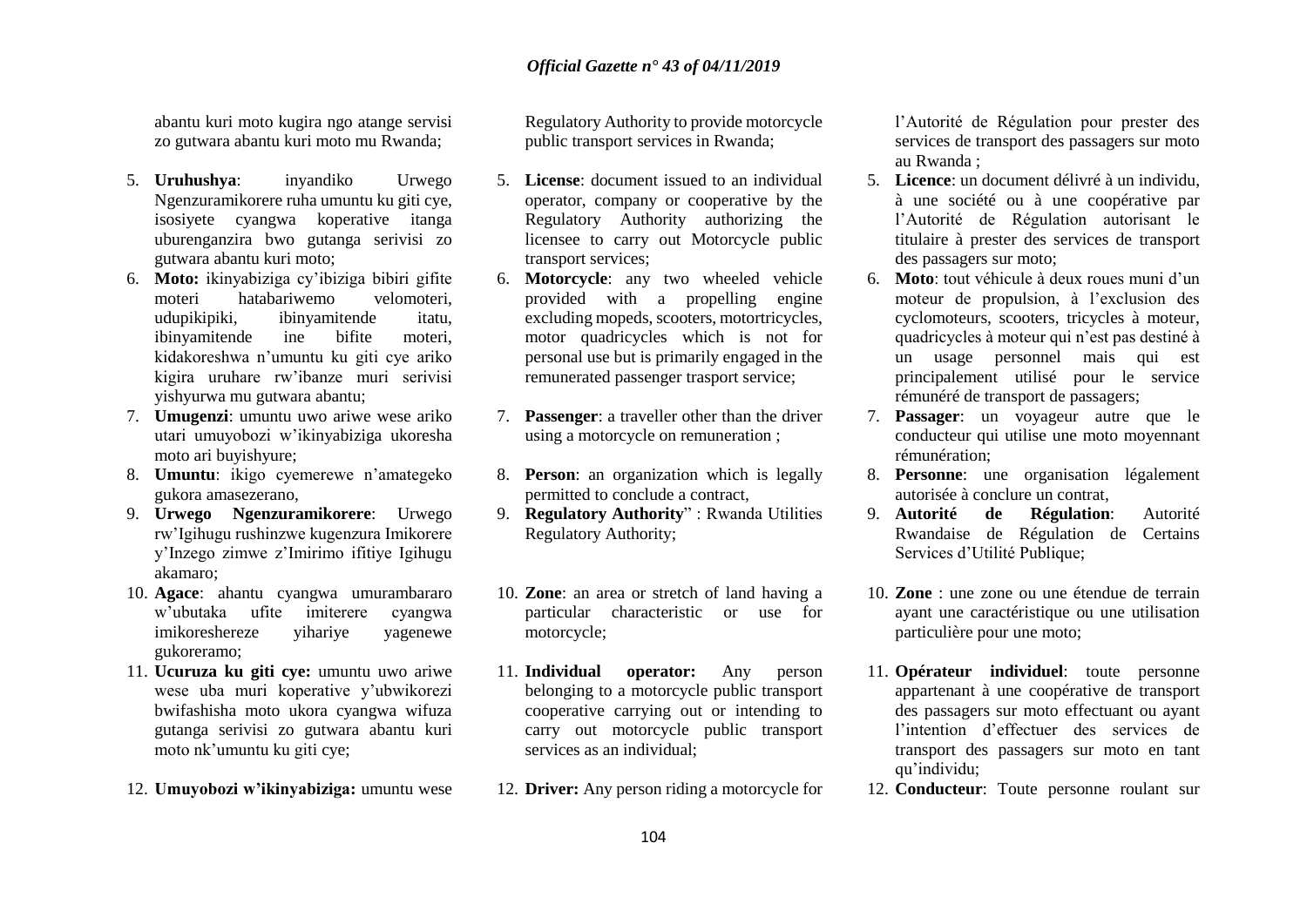abantu kuri moto kugira ngo atange servisi zo gutwara abantu kuri moto mu Rwanda;

5. **Uruhushya**: inyandiko Urwego Ngenzuramikorere ruha umuntu ku giti cye, isosiyete cyangwa koperative itanga uburenganzira bwo gutanga serivisi zo gutwara abantu kuri moto;
6. **Moto:** ikinyabiziga cy'ibiziga bibiri gifite moteri hatabariwemo velomoteri, udupikipiki, ibinyamitende itatu, ibinyamitende ine bifite moteri, kidakoreshwa n'umuntu ku giti cye ariko kigira uruhare rw'ibanze muri serivisi yishyurwa mu gutwara abantu;
7. **Umugenzi**: umuntu uwo ariwe wese ariko utari umuyobozi w'ikinyabiziga ukoresha moto ari buyishyure;
8. **Umuntu**: ikigo cyemerewe n'amategeko gukora amasezerano,
9. **Urwego Ngenzuramikorere**: Urwego rw'Igihugu rushinzwe kugenzura Imikorere y'Inzego zimwe z'Imirimo ifitiye Igihugu akamaro;
10. **Agace**: ahantu cyangwa umurambararo w'ubutaka ufite imiterere cyangwa imikoreshereze yihariye yagenewe gukoreramo;
11. **Ucuruza ku giti cye:** umuntu uwo ariwe wese uba muri koperative y'ubwikorezi bwifashisha moto ukora cyangwa wifuza gutanga serivisi zo gutwara abantu kuri moto nk'umuntu ku giti cye;
12. **Umuyobozi w'ikinyabiziga:** umuntu wese

Regulatory Authority to provide motorcycle public transport services in Rwanda;

5. **License**: document issued to an individual operator, company or cooperative by the Regulatory Authority authorizing the licensee to carry out Motorcycle public transport services;
6. **Motorcycle**: any two wheeled vehicle provided with a propelling engine excluding mopeds, scooters, motortricycles, motor quadricycles which is not for personal use but is primarily engaged in the remunerated passenger trasport service;
7. **Passenger**: a traveller other than the driver using a motorcycle on remuneration ;
8. **Person**: an organization which is legally permitted to conclude a contract,
9. **Regulatory Authority**" : Rwanda Utilities Regulatory Authority;
10. **Zone**: an area or stretch of land having a particular characteristic or use for motorcycle;
11. **Individual operator:** Any person belonging to a motorcycle public transport cooperative carrying out or intending to carry out motorcycle public transport services as an individual;
12. **Driver:** Any person riding a motorcycle for

l'Autorité de Régulation pour prester des services de transport des passagers sur moto au Rwanda ;

5. **Licence**: un document délivré à un individu, à une société ou à une coopérative par l'Autorité de Régulation autorisant le titulaire à prester des services de transport des passagers sur moto;
6. **Moto**: tout véhicule à deux roues muni d'un moteur de propulsion, à l'exclusion des cyclomoteurs, scooters, tricycles à moteur, quadricycles à moteur qui n'est pas destiné à un usage personnel mais qui est principalement utilisé pour le service rémunéré de transport de passagers;
7. **Passager**: un voyageur autre que le conducteur qui utilise une moto moyennant rémunération;
8. **Personne**: une organisation légalement autorisée à conclure un contrat,
9. **Autorité de Régulation**: Autorité Rwandaise de Régulation de Certains Services d'Utilité Publique;
10. **Zone** : une zone ou une étendue de terrain ayant une caractéristique ou une utilisation particulière pour une moto;
11. **Opérateur individuel**: toute personne appartenant à une coopérative de transport des passagers sur moto effectuant ou ayant l'intention d'effectuer des services de transport des passagers sur moto en tant qu'individu;
12. **Conducteur**: Toute personne roulant sur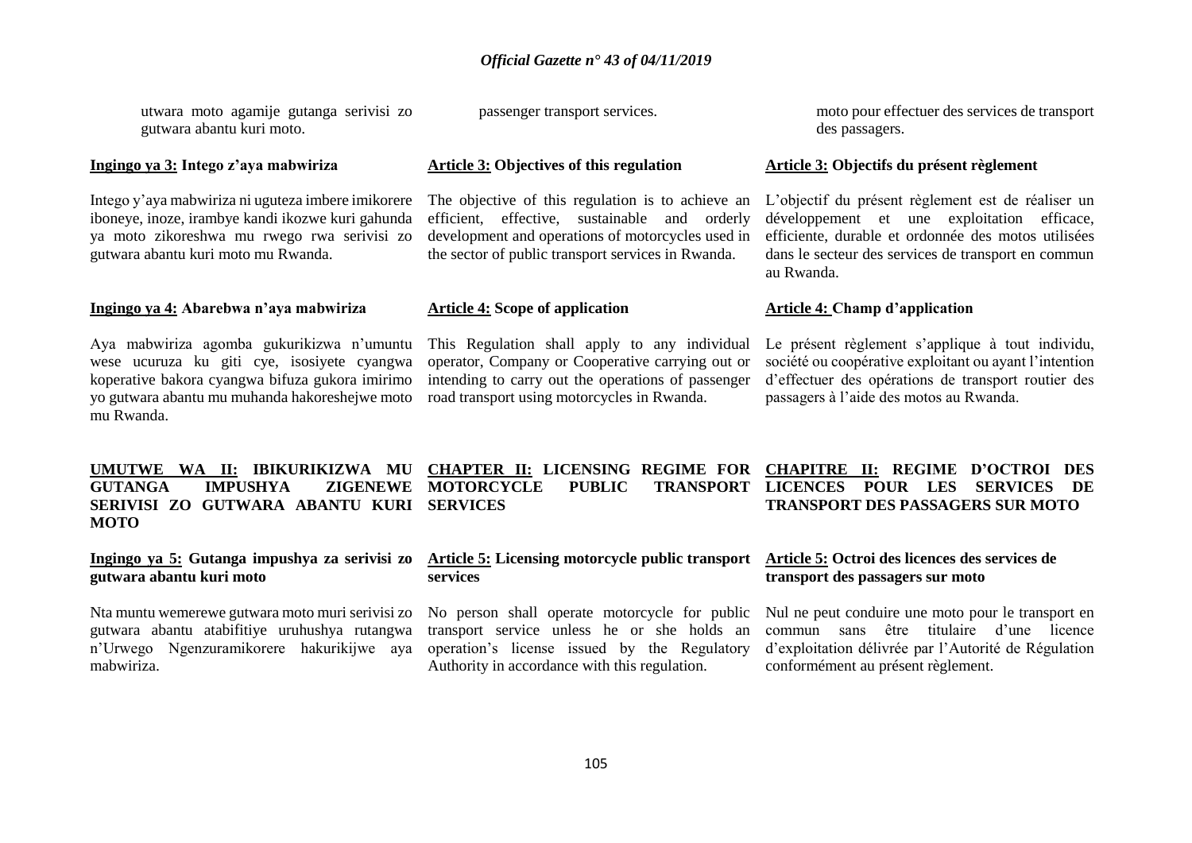utwara moto agamije gutanga serivisi zo gutwara abantu kuri moto.

**<u>Ingingo ya 3:</u> Intego z'aya mabwiriza**

Intego y'aya mabwiriza ni uguteza imbere imikorere iboneye, inoze, irambye kandi ikozwe kuri gahunda ya moto zikoreshwa mu rwego rwa serivisi zo gutwara abantu kuri moto mu Rwanda.

**<u>Ingingo ya 4:</u> Abarebwa n'aya mabwiriza**

Aya mabwiriza agomba gukurikizwa n'umuntu wese ucuruza ku giti cye, isosiyete cyangwa koperative bakora cyangwa bifuza gukora imirimo yo gutwara abantu mu muhanda hakoreshejwe moto mu Rwanda.

**<u>UMUTWE WA II:</u> IBIKURIKIZWA MU GUTANGA IMPUSHYA ZIGENEWE SERIVISI ZO GUTWARA ABANTU KURI MOTO**

**<u>Ingingo ya 5:</u> Gutanga impushya za serivisi zo gutwara abantu kuri moto**

Nta muntu wemerewe gutwara moto muri serivisi zo gutwara abantu atabifitiye uruhushya rutangwa n'Urwego Ngenzuramikorere hakurikijwe aya mabwiriza.

passenger transport services.

**<u>Article 3:</u> Objectives of this regulation**

The objective of this regulation is to achieve an efficient, effective, sustainable and orderly development and operations of motorcycles used in the sector of public transport services in Rwanda.

**<u>Article 4:</u> Scope of application**

This Regulation shall apply to any individual operator, Company or Cooperative carrying out or intending to carry out the operations of passenger road transport using motorcycles in Rwanda.

**<u>CHAPTER II:</u> LICENSING REGIME FOR MOTORCYCLE PUBLIC TRANSPORT SERVICES**

**<u>Article 5:</u> Licensing motorcycle public transport services**

No person shall operate motorcycle for public transport service unless he or she holds an operation's license issued by the Regulatory Authority in accordance with this regulation.

moto pour effectuer des services de transport des passagers.

**<u>Article 3:</u> Objectifs du présent règlement**

L'objectif du présent règlement est de réaliser un développement et une exploitation efficace, efficiente, durable et ordonnée des motos utilisées dans le secteur des services de transport en commun au Rwanda.

**<u>Article 4:</u> Champ d'application**

Le présent règlement s'applique à tout individu, société ou coopérative exploitant ou ayant l'intention d'effectuer des opérations de transport routier des passagers à l'aide des motos au Rwanda.

**<u>CHAPITRE II:</u> REGIME D'OCTROI DES LICENCES POUR LES SERVICES DE TRANSPORT DES PASSAGERS SUR MOTO**

**<u>Article 5:</u> Octroi des licences des services de transport des passagers sur moto**

Nul ne peut conduire une moto pour le transport en commun sans être titulaire d'une licence d'exploitation délivrée par l'Autorité de Régulation conformément au présent règlement.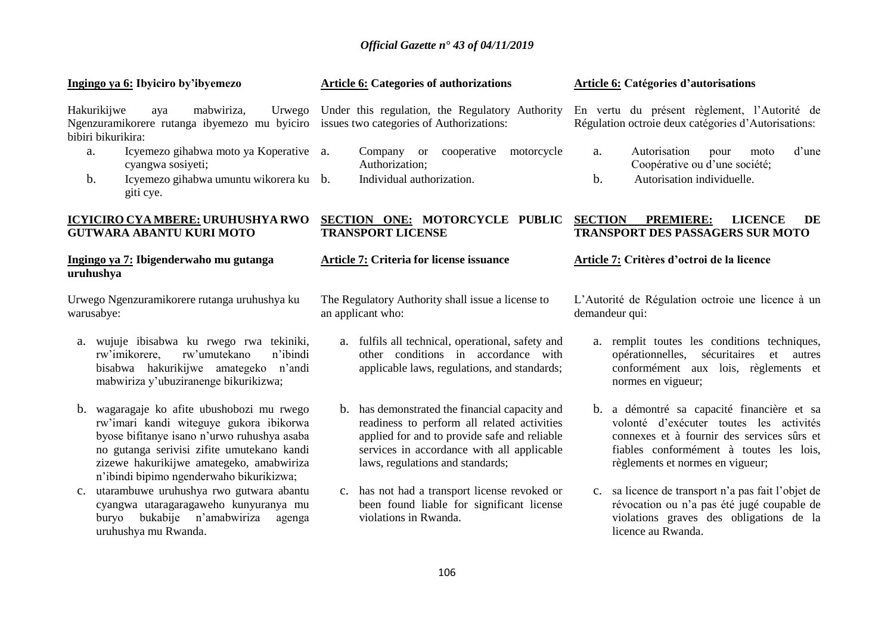**Ingingo ya 6: Ibyiciro by'ibyemezo**

Hakurikijwe aya mabwiriza, Urwego Ngenzuramikorere rutanga ibyemezo mu byiciro bibiri bikurikira:

a. Icyemezo gihabwa moto ya Koperative cyangwa sosiyeti;
b. Icyemezo gihabwa umuntu wikorera ku giti cye.

**ICYICIRO CYA MBERE: URUHUSHYA RWO GUTWARA ABANTU KURI MOTO**

**Ingingo ya 7: Ibigenderwaho mu gutanga uruhushya**

Urwego Ngenzuramikorere rutanga uruhushya ku warusabye:

a. wujuje ibisabwa ku rwego rwa tekiniki, rw'imikorere, rw'umutekano n'ibindi bisabwa hakurikijwe amategeko n'andi mabwiriza y'ubuziranenge bikurikizwa;

b. wagaragaje ko afite ubushobozi mu rwego rw'imari kandi witeguye gukora ibikorwa byose bifitanye isano n'urwo ruhushya asaba no gutanga serivisi zifite umutekano kandi zizewe hakurikijwe amategeko, amabwiriza n'ibindi bipimo ngenderwaho bikurikizwa;

c. utarambuwe uruhushya rwo gutwara abantu cyangwa utaragaragaweho kunyuranya mu buryo bukabije n'amabwiriza agenga uruhushya mu Rwanda.

**Article 6: Categories of authorizations**

Under this regulation, the Regulatory Authority issues two categories of Authorizations:

a. Company or cooperative motorcycle Authorization;
b. Individual authorization.

**SECTION ONE: MOTORCYCLE PUBLIC TRANSPORT LICENSE**

**Article 7: Criteria for license issuance**

The Regulatory Authority shall issue a license to an applicant who:

a. fulfils all technical, operational, safety and other conditions in accordance with applicable laws, regulations, and standards;

b. has demonstrated the financial capacity and readiness to perform all related activities applied for and to provide safe and reliable services in accordance with all applicable laws, regulations and standards;

c. has not had a transport license revoked or been found liable for significant license violations in Rwanda.

**Article 6: Catégories d'autorisations**

En vertu du présent règlement, l'Autorité de Régulation octroie deux catégories d'Autorisations:

a. Autorisation pour moto d'une Coopérative ou d'une société;
b. Autorisation individuelle.

**SECTION PREMIERE: LICENCE DE TRANSPORT DES PASSAGERS SUR MOTO**

**Article 7: Critères d'octroi de la licence**

L'Autorité de Régulation octroie une licence à un demandeur qui:

a. remplit toutes les conditions techniques, opérationnelles, sécuritaires et autres conformément aux lois, règlements et normes en vigueur;

b. a démontré sa capacité financière et sa volonté d'exécuter toutes les activités connexes et à fournir des services sûrs et fiables conformément à toutes les lois, règlements et normes en vigueur;

c. sa licence de transport n'a pas fait l'objet de révocation ou n'a pas été jugé coupable de violations graves des obligations de la licence au Rwanda.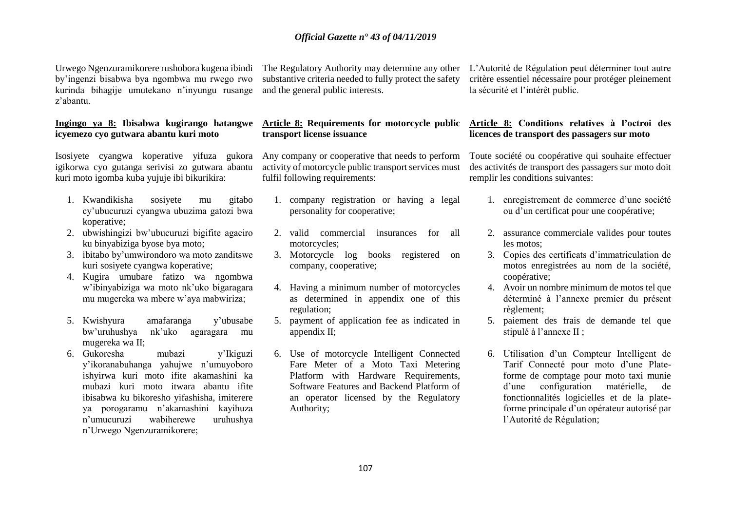Urwego Ngenzuramikorere rushobora kugena ibindi by'ingenzi bisabwa bya ngombwa mu rwego rwo kurinda bihagije umutekano n'inyungu rusange z'abantu.

**Ingingo ya 8: Ibisabwa kugirango hatangwe icyemezo cyo gutwara abantu kuri moto**

Isosiyete cyangwa koperative yifuza gukora igikorwa cyo gutanga serivisi zo gutwara abantu kuri moto igomba kuba yujuje ibi bikurikira:

1. Kwandikisha sosiyete mu gitabo cy'ubucuruzi cyangwa ubuzima gatozi bwa koperative;
2. ubwishingizi bw'ubucuruzi bigifite agaciro ku binyabiziga byose bya moto;
3. ibitabo by'umwirondoro wa moto zanditswe kuri sosiyete cyangwa koperative;
4. Kugira umubare fatizo wa ngombwa w'ibinyabiziga wa moto nk'uko bigaragara mu mugereka wa mbere w'aya mabwiriza;
5. Kwishyura amafaranga y'ubusabe bw'uruhushya nk'uko agaragara mu mugereka wa II;
6. Gukoresha mubazi y'Ikiguzi y'ikoranabuhanga yahujwe n'umuyoboro ishyirwa kuri moto ifite akamashini ka mubazi kuri moto itwara abantu ifite ibisabwa ku bikoresho yifashisha, imiterere ya porogaramu n'akamashini kayihuza n'umucuruzi wabiherewe uruhushya n'Urwego Ngenzuramikorere;

The Regulatory Authority may determine any other substantive criteria needed to fully protect the safety and the general public interests.

**Article 8: Requirements for motorcycle public transport license issuance**

Any company or cooperative that needs to perform activity of motorcycle public transport services must fulfil following requirements:

1. company registration or having a legal personality for cooperative;
2. valid commercial insurances for all motorcycles;
3. Motorcycle log books registered on company, cooperative;
4. Having a minimum number of motorcycles as determined in appendix one of this regulation;
5. payment of application fee as indicated in appendix II;
6. Use of motorcycle Intelligent Connected Fare Meter of a Moto Taxi Metering Platform with Hardware Requirements, Software Features and Backend Platform of an operator licensed by the Regulatory Authority;

L'Autorité de Régulation peut déterminer tout autre critère essentiel nécessaire pour protéger pleinement la sécurité et l'intérêt public.

**Article 8: Conditions relatives à l'octroi des licences de transport des passagers sur moto**

Toute société ou coopérative qui souhaite effectuer des activités de transport des passagers sur moto doit remplir les conditions suivantes:

1. enregistrement de commerce d'une société ou d'un certificat pour une coopérative;
2. assurance commerciale valides pour toutes les motos;
3. Copies des certificats d'immatriculation de motos enregistrées au nom de la société, coopérative;
4. Avoir un nombre minimum de motos tel que déterminé à l'annexe premier du présent règlement;
5. paiement des frais de demande tel que stipulé à l'annexe II ;
6. Utilisation d'un Compteur Intelligent de Tarif Connecté pour moto d'une Plate-forme de comptage pour moto taxi munie d'une configuration matérielle, de fonctionnalités logicielles et de la plate-forme principale d'un opérateur autorisé par l'Autorité de Régulation;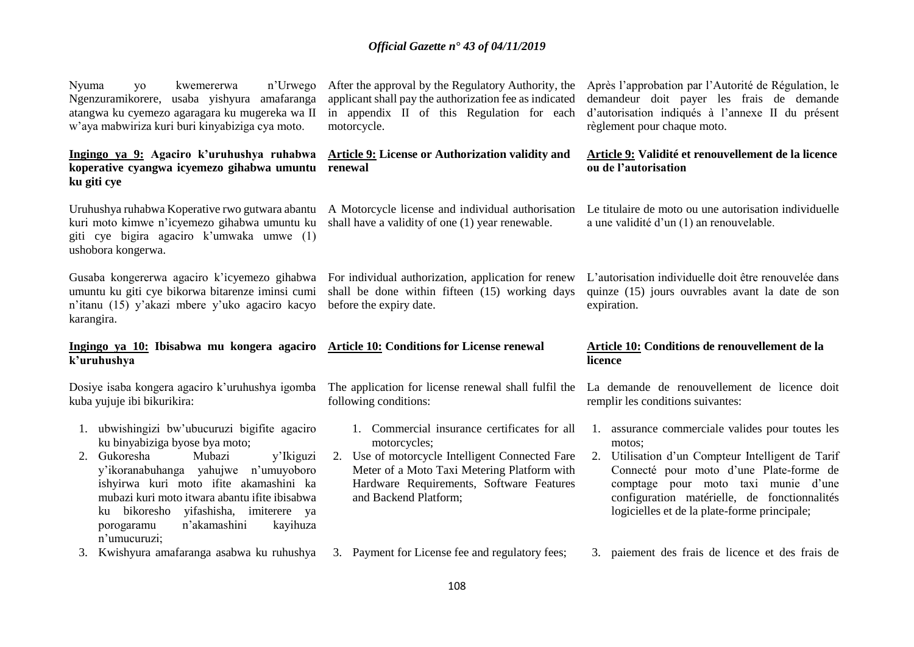Nyuma yo kwemererwa n'Urwego Ngenzuramikorere, usaba yishyura amafaranga atangwa ku cyemezo agaragara ku mugereka wa II w'aya mabwiriza kuri buri kinyabiziga cya moto.

**Ingingo ya 9: Agaciro k'uruhushya ruhabwa koperative cyangwa icyemezo gihabwa umuntu ku giti cye**

Uruhushya ruhabwa Koperative rwo gutwara abantu kuri moto kimwe n'icyemezo gihabwa umuntu ku giti cye bigira agaciro k'umwaka umwe (1) ushobora kongerwa.

Gusaba kongererwa agaciro k'icyemezo gihabwa umuntu ku giti cye bikorwa bitarenze iminsi cumi n'itanu (15) y'akazi mbere y'uko agaciro kacyo karangira.

**Ingingo ya 10: Ibisabwa mu kongera agaciro k'uruhushya**

Dosiye isaba kongera agaciro k'uruhushya igomba kuba yujuje ibi bikurikira:

1. ubwishingizi bw'ubucuruzi bigifite agaciro ku binyabiziga byose bya moto;
2. Gukoresha Mubazi y'Ikiguzi y'ikoranabuhanga yahujwe n'umuyoboro ishyirwa kuri moto ifite akamashini ka mubazi kuri moto itwara abantu ifite ibisabwa ku bikoresho yifashisha, imiterere ya porogaramu n'akamashini kayihuza n'umucuruzi;
3. Kwishyura amafaranga asabwa ku ruhushya

After the approval by the Regulatory Authority, the applicant shall pay the authorization fee as indicated in appendix II of this Regulation for each motorcycle.

**Article 9: License or Authorization validity and renewal**

A Motorcycle license and individual authorisation shall have a validity of one (1) year renewable.

For individual authorization, application for renew shall be done within fifteen (15) working days before the expiry date.

**Article 10: Conditions for License renewal**

The application for license renewal shall fulfil the following conditions:

1. Commercial insurance certificates for all motorcycles;
2. Use of motorcycle Intelligent Connected Fare Meter of a Moto Taxi Metering Platform with Hardware Requirements, Software Features and Backend Platform;
3. Payment for License fee and regulatory fees;

Après l'approbation par l'Autorité de Régulation, le demandeur doit payer les frais de demande d'autorisation indiqués à l'annexe II du présent règlement pour chaque moto.

**Article 9: Validité et renouvellement de la licence ou de l'autorisation**

Le titulaire de moto ou une autorisation individuelle a une validité d'un (1) an renouvelable.

L'autorisation individuelle doit être renouvelée dans quinze (15) jours ouvrables avant la date de son expiration.

**Article 10: Conditions de renouvellement de la licence**

La demande de renouvellement de licence doit remplir les conditions suivantes:

1. assurance commerciale valides pour toutes les motos;
2. Utilisation d'un Compteur Intelligent de Tarif Connecté pour moto d'une Plate-forme de comptage pour moto taxi munie d'une configuration matérielle, de fonctionnalités logicielles et de la plate-forme principale;
3. paiement des frais de licence et des frais de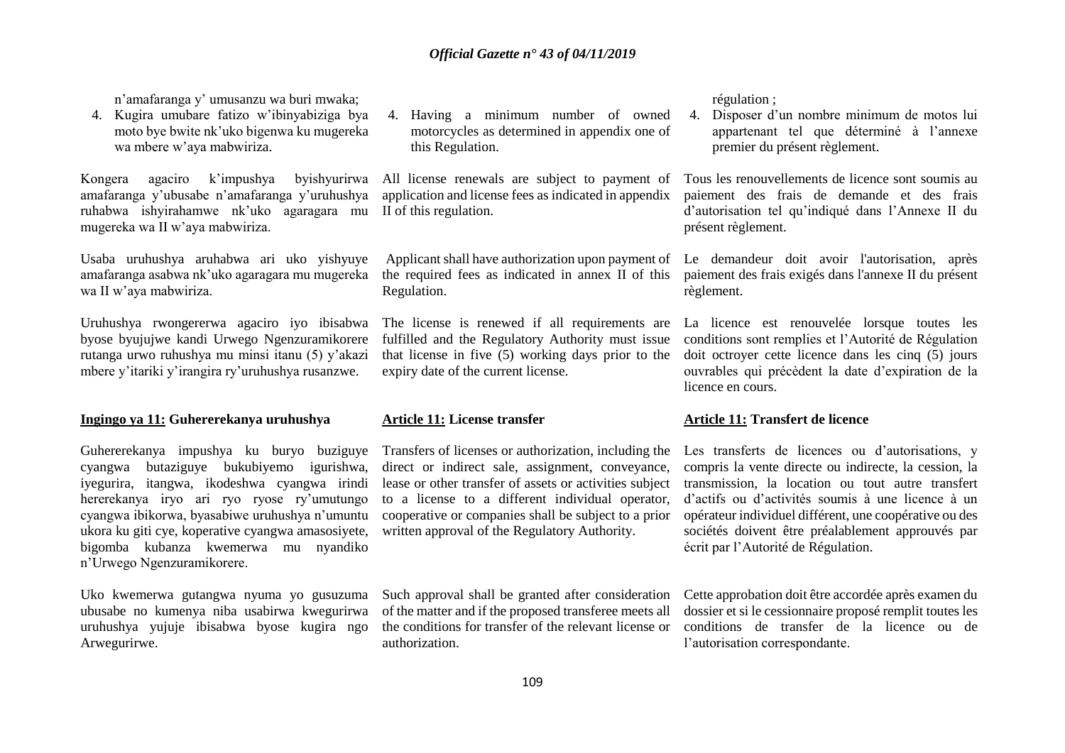n'amafaranga y' umusanzu wa buri mwaka;

4. Kugira umubare fatizo w'ibinyabiziga bya moto bye bwite nk'uko bigenwa ku mugereka wa mbere w'aya mabwiriza.

Kongera agaciro k'impushya byishyurirwa amafaranga y'ubusabe n'amafaranga y'uruhushya ruhabwa ishyirahamwe nk'uko agaragara mu mugereka wa II w'aya mabwiriza.

Usaba uruhushya aruhabwa ari uko yishyuye amafaranga asabwa nk'uko agaragara mu mugereka wa II w'aya mabwiriza.

Uruhushya rwongererwa agaciro iyo ibisabwa byose byujujwe kandi Urwego Ngenzuramikorere rutanga urwo ruhushya mu minsi itanu (5) y'akazi mbere y'itariki y'irangira ry'uruhushya rusanzwe.

## Ingingo ya 11: Guhererekanya uruhushya

Guhererekanya impushya ku buryo buziguye cyangwa butaziguye bukubiyemo igurishwa, iyegurira, itangwa, ikodeshwa cyangwa irindi hererekanya iryo ari ryo ryose ry'umutungo cyangwa ibikorwa, byasabiwe uruhushya n'umuntu ukora ku giti cye, koperative cyangwa amasosiyete, bigomba kubanza kwemerwa mu nyandiko n'Urwego Ngenzuramikorere.

Uko kwemerwa gutangwa nyuma yo gusuzuma ubusabe no kumenya niba usabirwa kwegurirwa uruhushya yujuje ibisabwa byose kugira ngo Arwegurirwe.

4. Having a minimum number of owned motorcycles as determined in appendix one of this Regulation.

All license renewals are subject to payment of application and license fees as indicated in appendix II of this regulation.

Applicant shall have authorization upon payment of the required fees as indicated in annex II of this Regulation.

The license is renewed if all requirements are fulfilled and the Regulatory Authority must issue that license in five (5) working days prior to the expiry date of the current license.

## Article 11: License transfer

Transfers of licenses or authorization, including the direct or indirect sale, assignment, conveyance, lease or other transfer of assets or activities subject to a license to a different individual operator, cooperative or companies shall be subject to a prior written approval of the Regulatory Authority.

Such approval shall be granted after consideration of the matter and if the proposed transferee meets all the conditions for transfer of the relevant license or authorization.

régulation ;

4. Disposer d'un nombre minimum de motos lui appartenant tel que déterminé à l'annexe premier du présent règlement.

Tous les renouvellements de licence sont soumis au paiement des frais de demande et des frais d'autorisation tel qu'indiqué dans l'Annexe II du présent règlement.

Le demandeur doit avoir l'autorisation, après paiement des frais exigés dans l'annexe II du présent règlement.

La licence est renouvelée lorsque toutes les conditions sont remplies et l'Autorité de Régulation doit octroyer cette licence dans les cinq (5) jours ouvrables qui précèdent la date d'expiration de la licence en cours.

## Article 11: Transfert de licence

Les transferts de licences ou d'autorisations, y compris la vente directe ou indirecte, la cession, la transmission, la location ou tout autre transfert d'actifs ou d'activités soumis à une licence à un opérateur individuel différent, une coopérative ou des sociétés doivent être préalablement approuvés par écrit par l'Autorité de Régulation.

Cette approbation doit être accordée après examen du dossier et si le cessionnaire proposé remplit toutes les conditions de transfer de la licence ou de l'autorisation correspondante.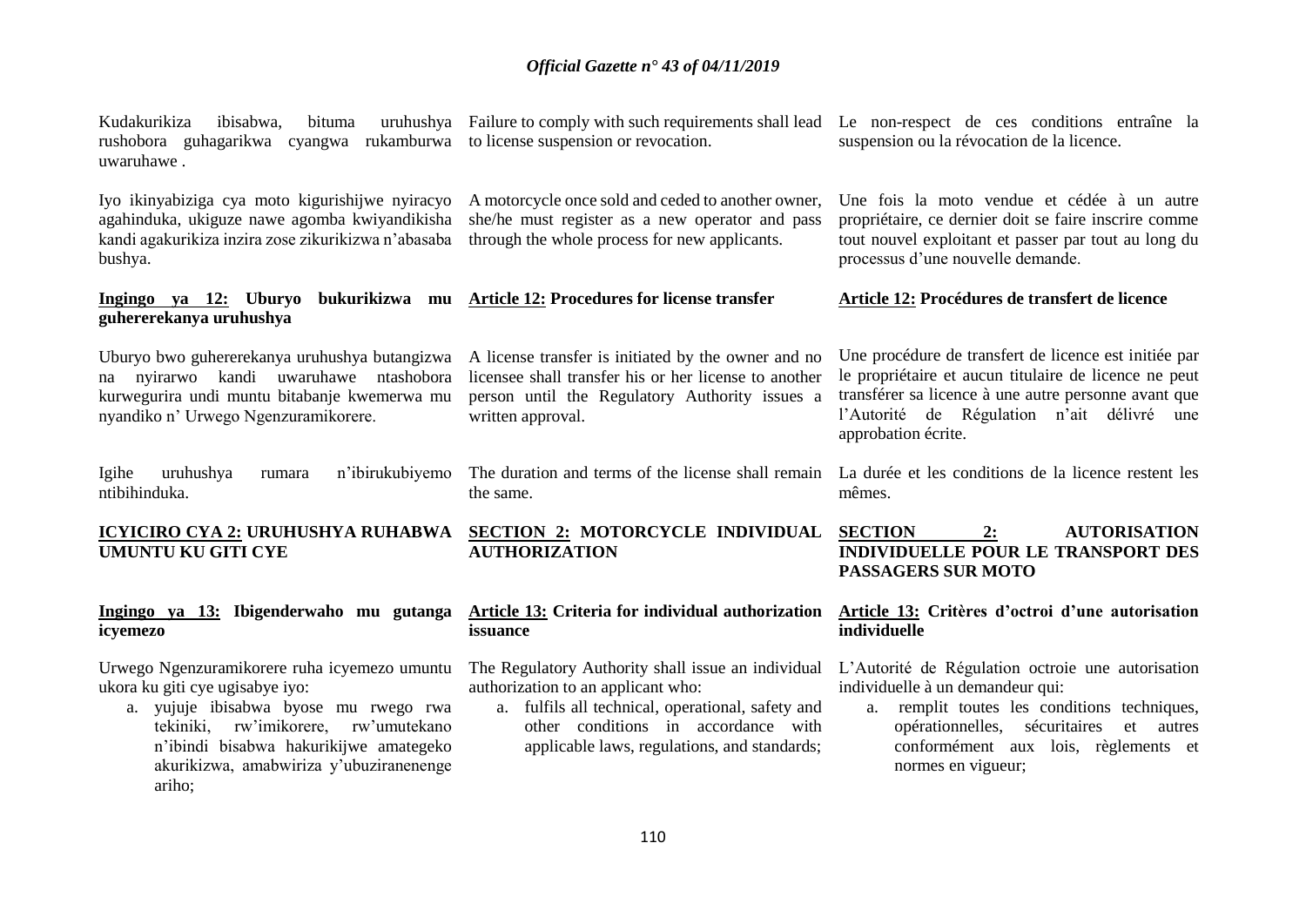Kudakurikiza ibisabwa, bituma uruhushya rushobora guhagarikwa cyangwa rukamburwa uwaruhawe .

Iyo ikinyabiziga cya moto kigurishijwe nyiracyo agahinduka, ukiguze nawe agomba kwiyandikisha kandi agakurikiza inzira zose zikurikizwa n'abasaba bushya.

**Ingingo ya 12: Uburyo bukurikizwa mu guhererekanya uruhushya**

Uburyo bwo guhererekanya uruhushya butangizwa na nyirarwo kandi uwaruhawe ntashobora kurwegurira undi muntu bitabanje kwemerwa mu nyandiko n' Urwego Ngenzuramikorere.

Igihe uruhushya rumara n'ibirukubiyemo ntibihinduka.

**ICYICIRO CYA 2: URUHUSHYA RUHABWA UMUNTU KU GITI CYE**

**Ingingo ya 13: Ibigenderwaho mu gutanga icyemezo**

Urwego Ngenzuramikorere ruha icyemezo umuntu ukora ku giti cye ugisabye iyo:

a. yujuje ibisabwa byose mu rwego rwa tekiniki, rw'imikorere, rw'umutekano n'ibindi bisabwa hakurikijwe amategeko akurikizwa, amabwiriza y'ubuziranenenge ariho;

Failure to comply with such requirements shall lead to license suspension or revocation.

A motorcycle once sold and ceded to another owner, she/he must register as a new operator and pass through the whole process for new applicants.

**Article 12: Procedures for license transfer**

A license transfer is initiated by the owner and no licensee shall transfer his or her license to another person until the Regulatory Authority issues a written approval.

The duration and terms of the license shall remain the same.

**SECTION 2: MOTORCYCLE INDIVIDUAL AUTHORIZATION**

**Article 13: Criteria for individual authorization issuance**

The Regulatory Authority shall issue an individual authorization to an applicant who:

a. fulfils all technical, operational, safety and other conditions in accordance with applicable laws, regulations, and standards;

Le non-respect de ces conditions entraîne la suspension ou la révocation de la licence.

Une fois la moto vendue et cédée à un autre propriétaire, ce dernier doit se faire inscrire comme tout nouvel exploitant et passer par tout au long du processus d'une nouvelle demande.

**Article 12: Procédures de transfert de licence**

Une procédure de transfert de licence est initiée par le propriétaire et aucun titulaire de licence ne peut transférer sa licence à une autre personne avant que l'Autorité de Régulation n'ait délivré une approbation écrite.

La durée et les conditions de la licence restent les mêmes.

**SECTION 2: AUTORISATION INDIVIDUELLE POUR LE TRANSPORT DES PASSAGERS SUR MOTO**

**Article 13: Critères d'octroi d'une autorisation individuelle**

L'Autorité de Régulation octroie une autorisation individuelle à un demandeur qui:

a. remplit toutes les conditions techniques, opérationnelles, sécuritaires et autres conformément aux lois, règlements et normes en vigueur;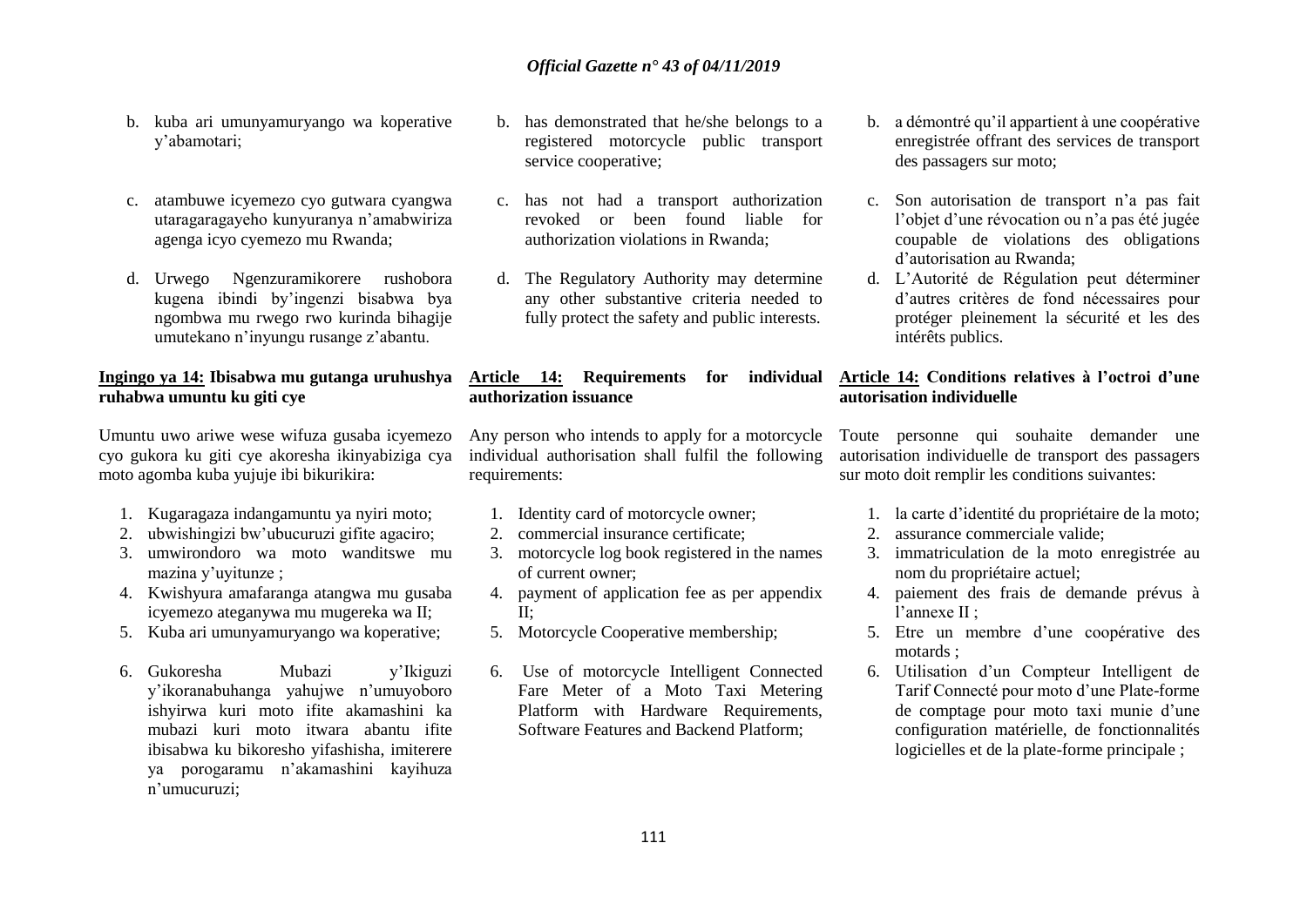b. kuba ari umunyamuryango wa koperative y'abamotari;

c. atambuwe icyemezo cyo gutwara cyangwa utaragaragayeho kunyuranya n'amabwiriza agenga icyo cyemezo mu Rwanda;

d. Urwego Ngenzuramikorere rushobora kugena ibindi by'ingenzi bisabwa bya ngombwa mu rwego rwo kurinda bihagije umutekano n'inyungu rusange z'abantu.

**Ingingo ya 14: Ibisabwa mu gutanga uruhushya ruhabwa umuntu ku giti cye**

Umuntu uwo ariwe wese wifuza gusaba icyemezo cyo gukora ku giti cye akoresha ikinyabiziga cya moto agomba kuba yujuje ibi bikurikira:

1. Kugaragaza indangamuntu ya nyiri moto;
2. ubwishingizi bw'ubucuruzi gifite agaciro;
3. umwirondoro wa moto wanditswe mu mazina y'uyitunze ;
4. Kwishyura amafaranga atangwa mu gusaba icyemezo ateganywa mu mugereka wa II;
5. Kuba ari umunyamuryango wa koperative;
6. Gukoresha Mubazi y'Ikiguzi y'ikoranabuhanga yahujwe n'umuyoboro ishyirwa kuri moto ifite akamashini ka mubazi kuri moto itwara abantu ifite ibisabwa ku bikoresho yifashisha, imiterere ya porogaramu n'akamashini kayihuza n'umucuruzi;

b. has demonstrated that he/she belongs to a registered motorcycle public transport service cooperative;

c. has not had a transport authorization revoked or been found liable for authorization violations in Rwanda;

d. The Regulatory Authority may determine any other substantive criteria needed to fully protect the safety and public interests.

**Article 14: Requirements for individual authorization issuance**

Any person who intends to apply for a motorcycle individual authorisation shall fulfil the following requirements:

1. Identity card of motorcycle owner;
2. commercial insurance certificate;
3. motorcycle log book registered in the names of current owner;
4. payment of application fee as per appendix II;
5. Motorcycle Cooperative membership;
6. Use of motorcycle Intelligent Connected Fare Meter of a Moto Taxi Metering Platform with Hardware Requirements, Software Features and Backend Platform;

b. a démontré qu'il appartient à une coopérative enregistrée offrant des services de transport des passagers sur moto;

c. Son autorisation de transport n'a pas fait l'objet d'une révocation ou n'a pas été jugée coupable de violations des obligations d'autorisation au Rwanda;

d. L'Autorité de Régulation peut déterminer d'autres critères de fond nécessaires pour protéger pleinement la sécurité et les des intérêts publics.

**Article 14: Conditions relatives à l'octroi d'une autorisation individuelle**

Toute personne qui souhaite demander une autorisation individuelle de transport des passagers sur moto doit remplir les conditions suivantes:

1. la carte d'identité du propriétaire de la moto;
2. assurance commerciale valide;
3. immatriculation de la moto enregistrée au nom du propriétaire actuel;
4. paiement des frais de demande prévus à l'annexe II ;
5. Etre un membre d'une coopérative des motards ;
6. Utilisation d'un Compteur Intelligent de Tarif Connecté pour moto d'une Plate-forme de comptage pour moto taxi munie d'une configuration matérielle, de fonctionnalités logicielles et de la plate-forme principale ;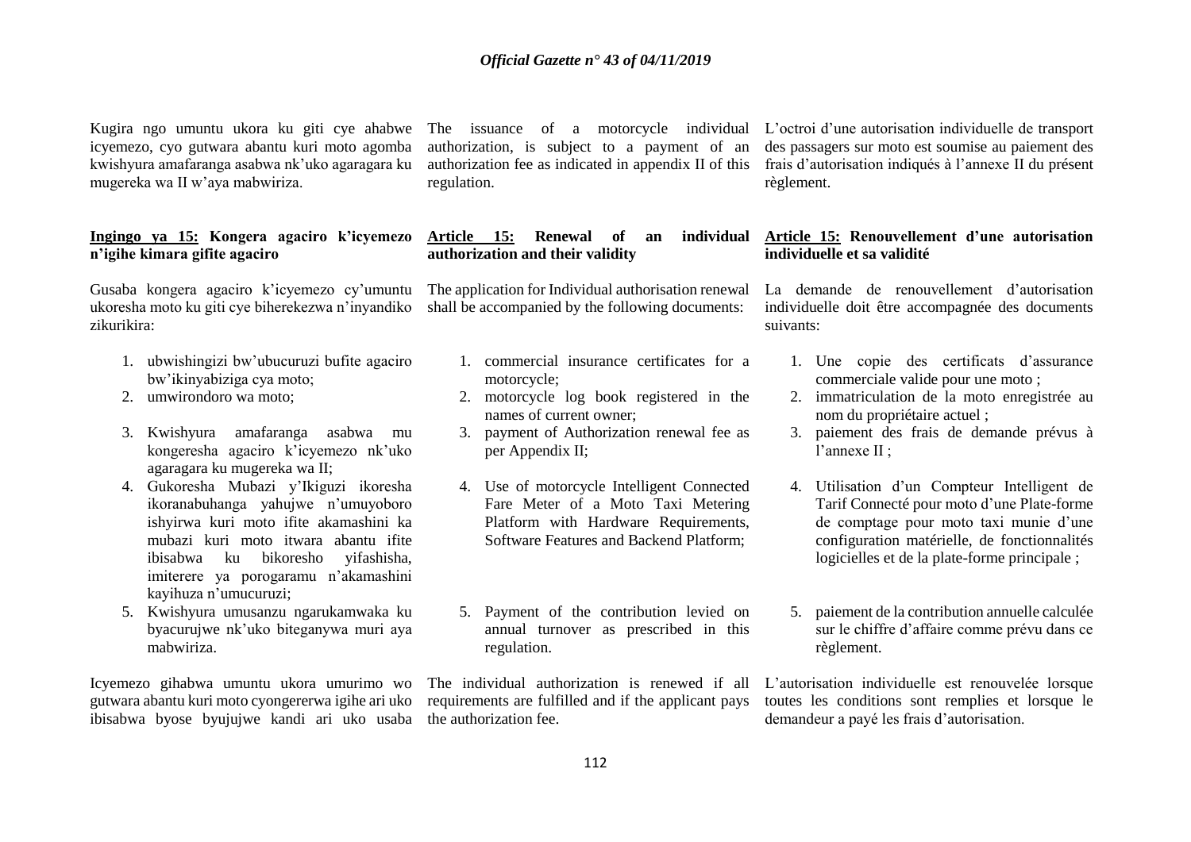Kugira ngo umuntu ukora ku giti cye ahabwe icyemezo, cyo gutwara abantu kuri moto agomba kwishyura amafaranga asabwa nk'uko agaragara ku mugereka wa II w'aya mabwiriza.

**Ingingo ya 15: Kongera agaciro k'icyemezo n'igihe kimara gifite agaciro**

Gusaba kongera agaciro k'icyemezo cy'umuntu ukoresha moto ku giti cye biherekezwa n'inyandiko zikurikira:

1. ubwishingizi bw'ubucuruzi bufite agaciro bw'ikinyabiziga cya moto;
2. umwirondoro wa moto;
3. Kwishyura amafaranga asabwa mu kongeresha agaciro k'icyemezo nk'uko agaragara ku mugereka wa II;
4. Gukoresha Mubazi y'Ikiguzi ikoresha ikoranabuhanga yahujwe n'umuyoboro ishyirwa kuri moto ifite akamashini ka mubazi kuri moto itwara abantu ifite ibisabwa ku bikoresho yifashisha, imiterere ya porogaramu n'akamashini kayihuza n'umucuruzi;
5. Kwishyura umusanzu ngarukamwaka ku byacurujwe nk'uko biteganywa muri aya mabwiriza.

Icyemezo gihabwa umuntu ukora umurimo wo gutwara abantu kuri moto cyongererwa igihe ari uko ibisabwa byose byujujwe kandi ari uko usaba

The issuance of a motorcycle individual authorization, is subject to a payment of an authorization fee as indicated in appendix II of this regulation.

**Article 15: Renewal of an individual authorization and their validity**

The application for Individual authorisation renewal shall be accompanied by the following documents:

1. commercial insurance certificates for a motorcycle;
2. motorcycle log book registered in the names of current owner;
3. payment of Authorization renewal fee as per Appendix II;
4. Use of motorcycle Intelligent Connected Fare Meter of a Moto Taxi Metering Platform with Hardware Requirements, Software Features and Backend Platform;
5. Payment of the contribution levied on annual turnover as prescribed in this regulation.

The individual authorization is renewed if all requirements are fulfilled and if the applicant pays the authorization fee.

L'octroi d'une autorisation individuelle de transport des passagers sur moto est soumise au paiement des frais d'autorisation indiqués à l'annexe II du présent règlement.

**Article 15: Renouvellement d'une autorisation individuelle et sa validité**

La demande de renouvellement d'autorisation individuelle doit être accompagnée des documents suivants:

1. Une copie des certificats d'assurance commerciale valide pour une moto ;
2. immatriculation de la moto enregistrée au nom du propriétaire actuel ;
3. paiement des frais de demande prévus à l'annexe II ;
4. Utilisation d'un Compteur Intelligent de Tarif Connecté pour moto d'une Plate-forme de comptage pour moto taxi munie d'une configuration matérielle, de fonctionnalités logicielles et de la plate-forme principale ;
5. paiement de la contribution annuelle calculée sur le chiffre d'affaire comme prévu dans ce règlement.

L'autorisation individuelle est renouvelée lorsque toutes les conditions sont remplies et lorsque le demandeur a payé les frais d'autorisation.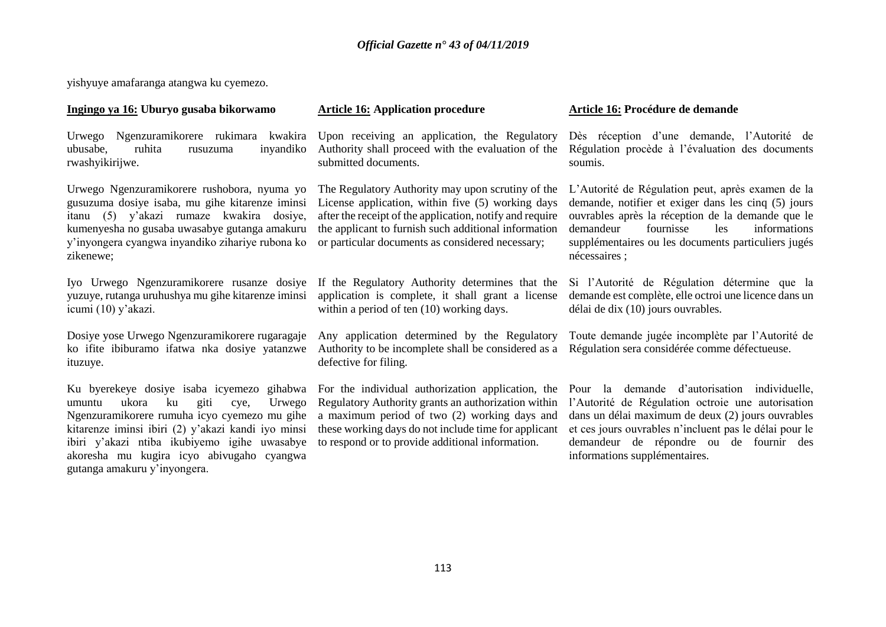yishyuye amafaranga atangwa ku cyemezo.

**Ingingo ya 16: Uburyo gusaba bikorwamo**

Urwego Ngenzuramikorere rukimara kwakira ubusabe, ruhita rusuzuma inyandiko rwashyikirijwe.

Urwego Ngenzuramikorere rushobora, nyuma yo gusuzuma dosiye isaba, mu gihe kitarenze iminsi itanu (5) y'akazi rumaze kwakira dosiye, kumenyesha no gusaba uwasabye gutanga amakuru y'inyongera cyangwa inyandiko zihariye rubona ko zikenewe;

Iyo Urwego Ngenzuramikorere rusanze dosiye yuzuye, rutanga uruhushya mu gihe kitarenze iminsi icumi (10) y'akazi.

Dosiye yose Urwego Ngenzuramikorere rugaragaje ko ifite ibiburamo ifatwa nka dosiye yatanzwe ituzuye.

Ku byerekeye dosiye isaba icyemezo gihabwa umuntu ukora ku giti cye, Urwego Ngenzuramikorere rumuha icyo cyemezo mu gihe kitarenze iminsi ibiri (2) y'akazi kandi iyo minsi ibiri y'akazi ntiba ikubiyemo igihe uwasabye akoresha mu kugira icyo abivugaho cyangwa gutanga amakuru y'inyongera.

**Article 16: Application procedure**

Upon receiving an application, the Regulatory Authority shall proceed with the evaluation of the submitted documents.

The Regulatory Authority may upon scrutiny of the License application, within five (5) working days after the receipt of the application, notify and require the applicant to furnish such additional information or particular documents as considered necessary;

If the Regulatory Authority determines that the application is complete, it shall grant a license within a period of ten (10) working days.

Any application determined by the Regulatory Authority to be incomplete shall be considered as a defective for filing.

For the individual authorization application, the Regulatory Authority grants an authorization within a maximum period of two (2) working days and these working days do not include time for applicant to respond or to provide additional information.

**Article 16: Procédure de demande**

Dès réception d'une demande, l'Autorité de Régulation procède à l'évaluation des documents soumis.

L'Autorité de Régulation peut, après examen de la demande, notifier et exiger dans les cinq (5) jours ouvrables après la réception de la demande que le demandeur fournisse les informations supplémentaires ou les documents particuliers jugés nécessaires ;

Si l'Autorité de Régulation détermine que la demande est complète, elle octroi une licence dans un délai de dix (10) jours ouvrables.

Toute demande jugée incomplète par l'Autorité de Régulation sera considérée comme défectueuse.

Pour la demande d'autorisation individuelle, l'Autorité de Régulation octroie une autorisation dans un délai maximum de deux (2) jours ouvrables et ces jours ouvrables n'incluent pas le délai pour le demandeur de répondre ou de fournir des informations supplémentaires.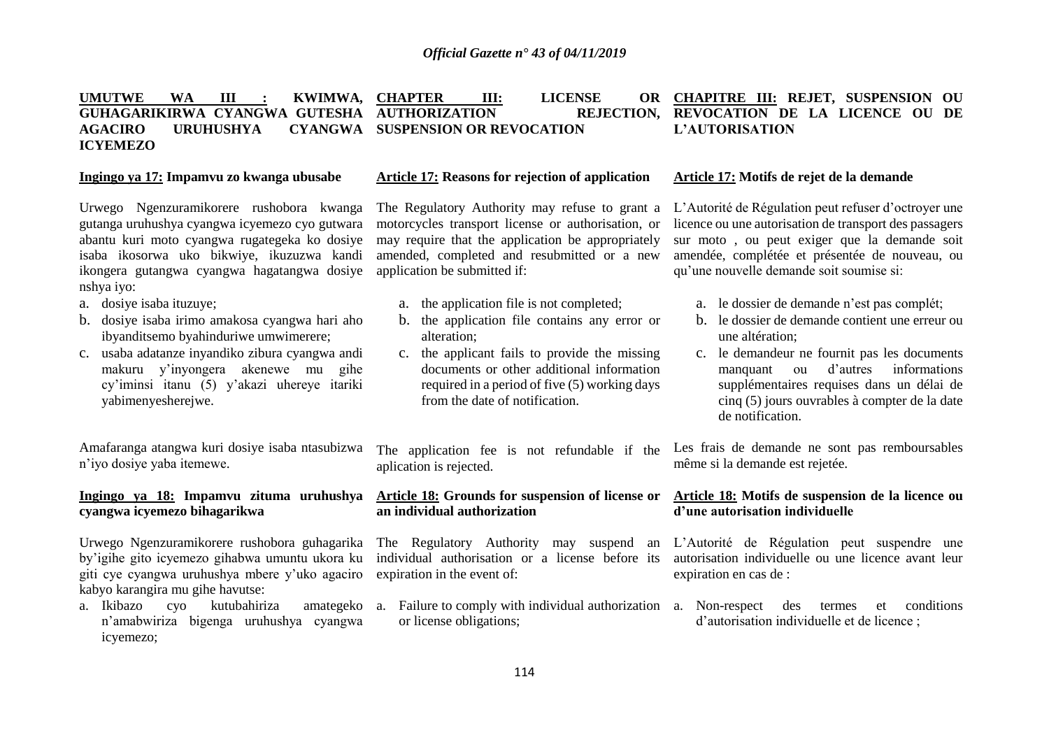**UMUTWE WA III : KWIMWA, GUHAGARIKIRWA CYANGWA GUTESHA AGACIRO URUHUSHYA CYANGWA ICYEMEZO**

**Ingingo ya 17: Impamvu zo kwanga ubusabe**

Urwego Ngenzuramikorere rushobora kwanga gutanga uruhushya cyangwa icyemezo cyo gutwara abantu kuri moto cyangwa rugategeka ko dosiye isaba ikosorwa uko bikwiye, ikuzuzwa kandi ikongera gutangwa cyangwa hagatangwa dosiye nshya iyo:

a. dosiye isaba ituzuye;
b. dosiye isaba irimo amakosa cyangwa hari aho ibyanditsemo byahinduriwe umwimerere;
c. usaba adatanze inyandiko zibura cyangwa andi makuru y'inyongera akenewe mu gihe cy'iminsi itanu (5) y'akazi uhereye itariki yabimenyesherejwe.

Amafaranga atangwa kuri dosiye isaba ntasubizwa n'iyo dosiye yaba itemewe.

**Ingingo ya 18: Impamvu zituma uruhushya cyangwa icyemezo bihagarikwa**

Urwego Ngenzuramikorere rushobora guhagarika by'igihe gito icyemezo gihabwa umuntu ukora ku giti cye cyangwa uruhushya mbere y'uko agaciro kabyo karangira mu gihe havutse:

a. Ikibazo cyo kutubahiriza amategeko n'amabwiriza bigenga uruhushya cyangwa icyemezo;

**CHAPTER III: LICENSE OR AUTHORIZATION REJECTION, SUSPENSION OR REVOCATION**

**Article 17: Reasons for rejection of application**

The Regulatory Authority may refuse to grant a motorcycles transport license or authorisation, or may require that the application be appropriately amended, completed and resubmitted or a new application be submitted if:

a. the application file is not completed;
b. the application file contains any error or alteration;
c. the applicant fails to provide the missing documents or other additional information required in a period of five (5) working days from the date of notification.

The application fee is not refundable if the aplication is rejected.

**Article 18: Grounds for suspension of license or an individual authorization**

The Regulatory Authority may suspend an individual authorisation or a license before its expiration in the event of:

a. Failure to comply with individual authorization or license obligations;

**CHAPITRE III: REJET, SUSPENSION OU REVOCATION DE LA LICENCE OU DE L'AUTORISATION**

**Article 17: Motifs de rejet de la demande**

L'Autorité de Régulation peut refuser d'octroyer une licence ou une autorisation de transport des passagers sur moto , ou peut exiger que la demande soit amendée, complétée et présentée de nouveau, ou qu'une nouvelle demande soit soumise si:

a. le dossier de demande n'est pas complét;
b. le dossier de demande contient une erreur ou une altération;
c. le demandeur ne fournit pas les documents manquant ou d'autres informations supplémentaires requises dans un délai de cinq (5) jours ouvrables à compter de la date de notification.

Les frais de demande ne sont pas remboursables même si la demande est rejetée.

**Article 18: Motifs de suspension de la licence ou d'une autorisation individuelle**

L'Autorité de Régulation peut suspendre une autorisation individuelle ou une licence avant leur expiration en cas de :

a. Non-respect des termes et conditions d'autorisation individuelle et de licence ;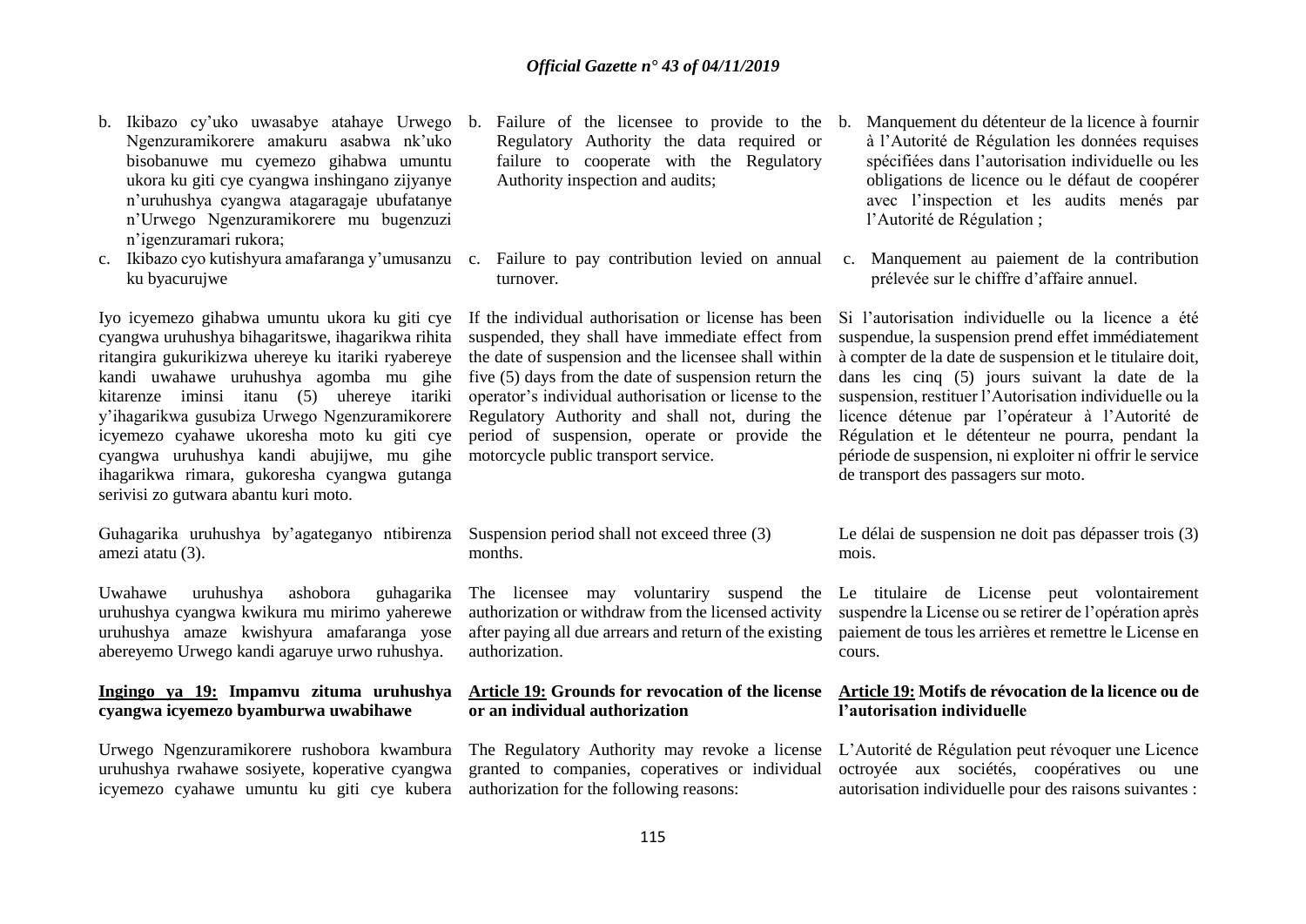b. Ikibazo cy'uko uwasabye atahaye Urwego Ngenzuramikorere amakuru asabwa nk'uko bisobanuwe mu cyemezo gihabwa umuntu ukora ku giti cye cyangwa inshingano zijyanye n'uruhushya cyangwa atagaragaje ubufatanye n'Urwego Ngenzuramikorere mu bugenzuzi n'igenzuramari rukora;

c. Ikibazo cyo kutishyura amafaranga y'umusanzu ku byacurujwe

Iyo icyemezo gihabwa umuntu ukora ku giti cye cyangwa uruhushya bihagaritswe, ihagarikwa rihita ritangira gukurikizwa uhereye ku itariki ryabereye kandi uwahawe uruhushya agomba mu gihe kitarenze iminsi itanu (5) uhereye itariki y'ihagarikwa gusubiza Urwego Ngenzuramikorere icyemezo cyahawe ukoresha moto ku giti cye cyangwa uruhushya kandi abujijwe, mu gihe ihagarikwa rimara, gukoresha cyangwa gutanga serivisi zo gutwara abantu kuri moto.

Guhagarika uruhushya by'agateganyo ntibirenza amezi atatu (3).

Uwahawe uruhushya ashobora guhagarika uruhushya cyangwa kwikura mu mirimo yaherewe uruhushya amaze kwishyura amafaranga yose abereyemo Urwego kandi agaruye urwo ruhushya.

**Ingingo ya 19: Impamvu zituma uruhushya cyangwa icyemezo byamburwa uwabihawe**

Urwego Ngenzuramikorere rushobora kwambura uruhushya rwahawe sosiyete, koperative cyangwa icyemezo cyahawe umuntu ku giti cye kubera

b. Failure of the licensee to provide to the Regulatory Authority the data required or failure to cooperate with the Regulatory Authority inspection and audits;

c. Failure to pay contribution levied on annual turnover.

If the individual authorisation or license has been suspended, they shall have immediate effect from the date of suspension and the licensee shall within five (5) days from the date of suspension return the operator's individual authorisation or license to the Regulatory Authority and shall not, during the period of suspension, operate or provide the motorcycle public transport service.

Suspension period shall not exceed three (3) months.

The licensee may voluntariry suspend the authorization or withdraw from the licensed activity after paying all due arrears and return of the existing authorization.

**Article 19: Grounds for revocation of the license or an individual authorization**

The Regulatory Authority may revoke a license granted to companies, coperatives or individual authorization for the following reasons:

b. Manquement du détenteur de la licence à fournir à l'Autorité de Régulation les données requises spécifiées dans l'autorisation individuelle ou les obligations de licence ou le défaut de coopérer avec l'inspection et les audits menés par l'Autorité de Régulation ;

c. Manquement au paiement de la contribution prélevée sur le chiffre d'affaire annuel.

Si l'autorisation individuelle ou la licence a été suspendue, la suspension prend effet immédiatement à compter de la date de suspension et le titulaire doit, dans les cinq (5) jours suivant la date de la suspension, restituer l'Autorisation individuelle ou la licence détenue par l'opérateur à l'Autorité de Régulation et le détenteur ne pourra, pendant la période de suspension, ni exploiter ni offrir le service de transport des passagers sur moto.

Le délai de suspension ne doit pas dépasser trois (3) mois.

Le titulaire de License peut volontairement suspendre la License ou se retirer de l'opération après paiement de tous les arrières et remettre le License en cours.

**Article 19: Motifs de révocation de la licence ou de l'autorisation individuelle**

L'Autorité de Régulation peut révoquer une Licence octroyée aux sociétés, coopératives ou une autorisation individuelle pour des raisons suivantes :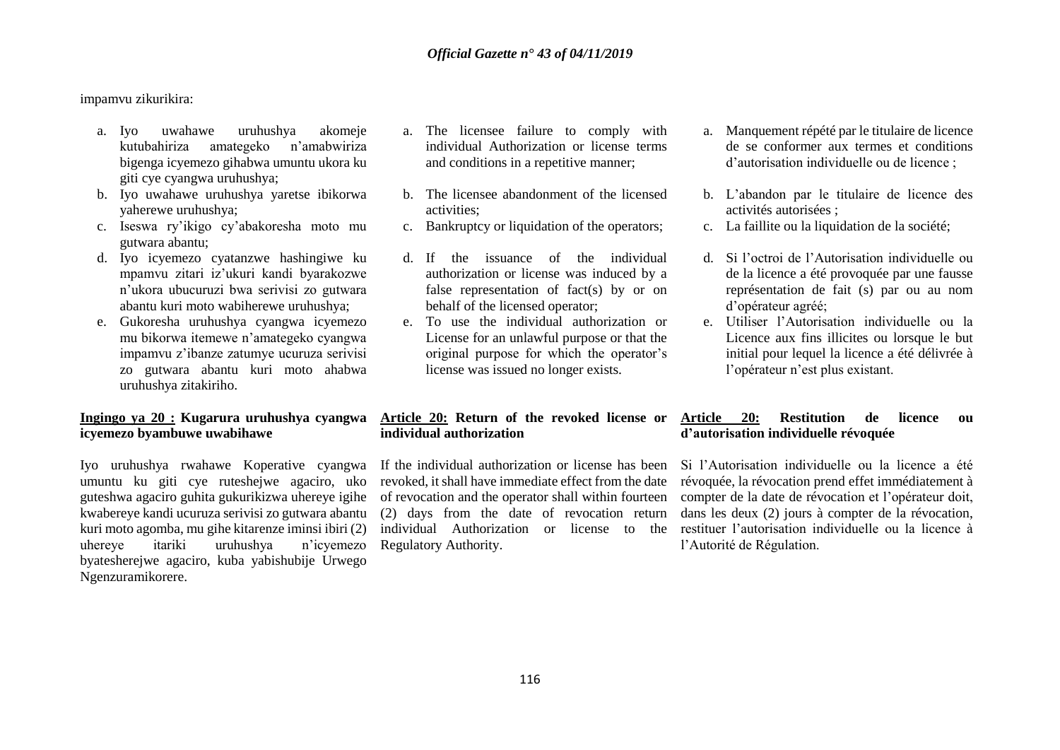impamvu zikurikira:

a. Iyo uwahawe uruhushya akomeje kutubahiriza amategeko n'amabwiriza bigenga icyemezo gihabwa umuntu ukora ku giti cye cyangwa uruhushya;
b. Iyo uwahawe uruhushya yaretse ibikorwa yaherewe uruhushya;
c. Iseswa ry'ikigo cy'abakoresha moto mu gutwara abantu;
d. Iyo icyemezo cyatanzwe hashingiwe ku mpamvu zitari iz'ukuri kandi byarakozwe n'ukora ubucuruzi bwa serivisi zo gutwara abantu kuri moto wabiherewe uruhushya;
e. Gukoresha uruhushya cyangwa icyemezo mu bikorwa itemewe n'amategeko cyangwa impamvu z'ibanze zatumye ucuruza serivisi zo gutwara abantu kuri moto ahabwa uruhushya zitakiriho.

**Ingingo ya 20 : Kugarura uruhushya cyangwa icyemezo byambuwe uwabihawe**

Iyo uruhushya rwahawe Koperative cyangwa umuntu ku giti cye ruteshejwe agaciro, uko guteshwa agaciro guhita gukurikizwa uhereye igihe kwabereye kandi ucuruza serivisi zo gutwara abantu kuri moto agomba, mu gihe kitarenze iminsi ibiri (2) uhereye itariki uruhushya n'icyemezo byatesherejwe agaciro, kuba yabishubije Urwego Ngenzuramikorere.

a. The licensee failure to comply with individual Authorization or license terms and conditions in a repetitive manner;
b. The licensee abandonment of the licensed activities;
c. Bankruptcy or liquidation of the operators;
d. If the issuance of the individual authorization or license was induced by a false representation of fact(s) by or on behalf of the licensed operator;
e. To use the individual authorization or License for an unlawful purpose or that the original purpose for which the operator's license was issued no longer exists.

**Article 20: Return of the revoked license or individual authorization**

If the individual authorization or license has been revoked, it shall have immediate effect from the date of revocation and the operator shall within fourteen (2) days from the date of revocation return individual Authorization or license to the Regulatory Authority.

a. Manquement répété par le titulaire de licence de se conformer aux termes et conditions d'autorisation individuelle ou de licence ;
b. L'abandon par le titulaire de licence des activités autorisées ;
c. La faillite ou la liquidation de la société;
d. Si l'octroi de l'Autorisation individuelle ou de la licence a été provoquée par une fausse représentation de fait (s) par ou au nom d'opérateur agréé;
e. Utiliser l'Autorisation individuelle ou la Licence aux fins illicites ou lorsque le but initial pour lequel la licence a été délivrée à l'opérateur n'est plus existant.

**Article 20: Restitution de licence ou d'autorisation individuelle révoquée**

Si l'Autorisation individuelle ou la licence a été révoquée, la révocation prend effet immédiatement à compter de la date de révocation et l'opérateur doit, dans les deux (2) jours à compter de la révocation, restituer l'autorisation individuelle ou la licence à l'Autorité de Régulation.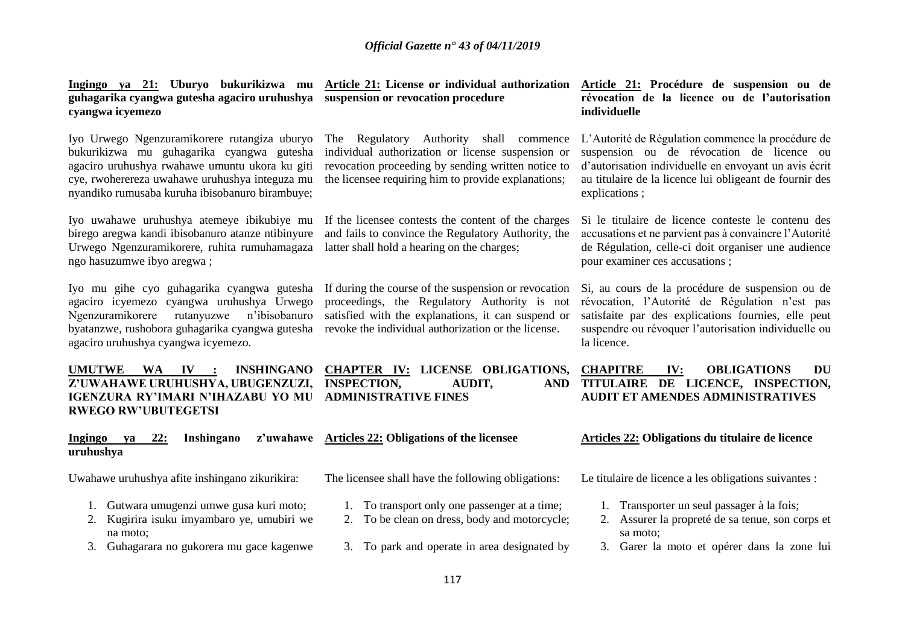**Ingingo ya 21: Uburyo bukurikizwa mu guhagarika cyangwa gutesha agaciro uruhushya cyangwa icyemezo**

Iyo Urwego Ngenzuramikorere rutangiza uburyo bukurikizwa mu guhagarika cyangwa gutesha agaciro uruhushya rwahawe umuntu ukora ku giti cye, rwoherereza uwahawe uruhushya integuza mu nyandiko rumusaba kuruha ibisobanuro birambuye;

Iyo uwahawe uruhushya atemeye ibikubiye mu birego aregwa kandi ibisobanuro atanze ntibinyure Urwego Ngenzuramikorere, ruhita rumuhamagaza ngo hasuzumwe ibyo aregwa ;

Iyo mu gihe cyo guhagarika cyangwa gutesha agaciro icyemezo cyangwa uruhushya Urwego Ngenzuramikorere rutanyuzwe n'ibisobanuro byatanzwe, rushobora guhagarika cyangwa gutesha agaciro uruhushya cyangwa icyemezo.

**UMUTWE WA IV : INSHINGANO Z'UWAHAWE URUHUSHYA, UBUGENZUZI, IGENZURA RY'IMARI N'IHAZABU YO MU RWEGO RW'UBUTEGETSI**

**Ingingo ya 22: Inshingano z'uwahawe uruhushya**

Uwahawe uruhushya afite inshingano zikurikira:

1. Gutwara umugenzi umwe gusa kuri moto;
2. Kugirira isuku imyambaro ye, umubiri we na moto;
3. Guhagarara no gukorera mu gace kagenwe

**Article 21: License or individual authorization suspension or revocation procedure**

The Regulatory Authority shall commence individual authorization or license suspension or revocation proceeding by sending written notice to the licensee requiring him to provide explanations;

If the licensee contests the content of the charges and fails to convince the Regulatory Authority, the latter shall hold a hearing on the charges;

If during the course of the suspension or revocation proceedings, the Regulatory Authority is not satisfied with the explanations, it can suspend or revoke the individual authorization or the license.

**CHAPTER IV: LICENSE OBLIGATIONS, INSPECTION, AUDIT, AND ADMINISTRATIVE FINES**

**Articles 22: Obligations of the licensee**

The licensee shall have the following obligations:

1. To transport only one passenger at a time;
2. To be clean on dress, body and motorcycle;
3. To park and operate in area designated by

**Article 21: Procédure de suspension ou de révocation de la licence ou de l'autorisation individuelle**

L'Autorité de Régulation commence la procédure de suspension ou de révocation de licence ou d'autorisation individuelle en envoyant un avis écrit au titulaire de la licence lui obligeant de fournir des explications ;

Si le titulaire de licence conteste le contenu des accusations et ne parvient pas à convaincre l'Autorité de Régulation, celle-ci doit organiser une audience pour examiner ces accusations ;

Si, au cours de la procédure de suspension ou de révocation, l'Autorité de Régulation n'est pas satisfaite par des explications fournies, elle peut suspendre ou révoquer l'autorisation individuelle ou la licence.

**CHAPITRE IV: OBLIGATIONS DU TITULAIRE DE LICENCE, INSPECTION, AUDIT ET AMENDES ADMINISTRATIVES**

**Articles 22: Obligations du titulaire de licence**

Le titulaire de licence a les obligations suivantes :

1. Transporter un seul passager à la fois;
2. Assurer la propreté de sa tenue, son corps et sa moto;
3. Garer la moto et opérer dans la zone lui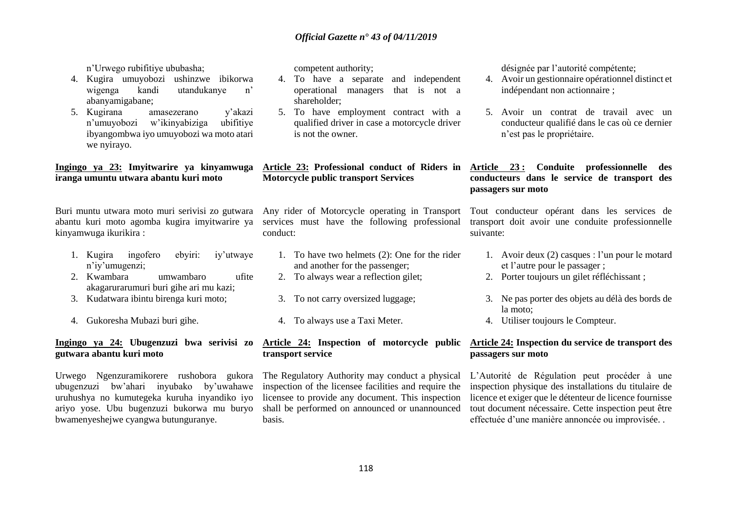n'Urwego rubifitiye ububasha;

4. Kugira umuyobozi ushinzwe ibikorwa wigenga kandi utandukanye n' abanyamigabane;
5. Kugirana amasezerano y'akazi n'umuyobozi w'ikinyabiziga ubifitiye ibyangombwa iyo umuyobozi wa moto atari we nyirayo.

**Ingingo ya 23: Imyitwarire ya kinyamwuga iranga umuntu utwara abantu kuri moto**

Buri muntu utwara moto muri serivisi zo gutwara abantu kuri moto agomba kugira imyitwarire ya kinyamwuga ikurikira :

1. Kugira ingofero ebyiri: iy'utwaye n'iy'umugenzi;
2. Kwambara umwambaro ufite akagarurarumuri buri gihe ari mu kazi;
3. Kudatwara ibintu birenga kuri moto;
4. Gukoresha Mubazi buri gihe.

**Ingingo ya 24: Ubugenzuzi bwa serivisi zo gutwara abantu kuri moto**

Urwego Ngenzuramikorere rushobora gukora ubugenzuzi bw'ahari inyubako by'uwahawe uruhushya no kumutegeka kuruha inyandiko iyo ariyo yose. Ubu bugenzuzi bukorwa mu buryo bwamenyeshejwe cyangwa butunguranye.

competent authority;

4. To have a separate and independent operational managers that is not a shareholder;
5. To have employment contract with a qualified driver in case a motorcycle driver is not the owner.

**Article 23: Professional conduct of Riders in Motorcycle public transport Services**

Any rider of Motorcycle operating in Transport services must have the following professional conduct:

1. To have two helmets (2): One for the rider and another for the passenger;
2. To always wear a reflection gilet;
3. To not carry oversized luggage;
4. To always use a Taxi Meter.

**Article 24: Inspection of motorcycle public transport service**

The Regulatory Authority may conduct a physical inspection of the licensee facilities and require the licensee to provide any document. This inspection shall be performed on announced or unannounced basis.

désignée par l'autorité compétente;

4. Avoir un gestionnaire opérationnel distinct et indépendant non actionnaire ;
5. Avoir un contrat de travail avec un conducteur qualifié dans le cas où ce dernier n'est pas le propriétaire.

**Article 23 : Conduite professionnelle des conducteurs dans le service de transport des passagers sur moto**

Tout conducteur opérant dans les services de transport doit avoir une conduite professionnelle suivante:

1. Avoir deux (2) casques : l'un pour le motard et l'autre pour le passager ;
2. Porter toujours un gilet réfléchissant ;
3. Ne pas porter des objets au délà des bords de la moto;
4. Utiliser toujours le Compteur.

**Article 24: Inspection du service de transport des passagers sur moto**

L'Autorité de Régulation peut procéder à une inspection physique des installations du titulaire de licence et exiger que le détenteur de licence fournisse tout document nécessaire. Cette inspection peut être effectuée d'une manière annoncée ou improvisée. .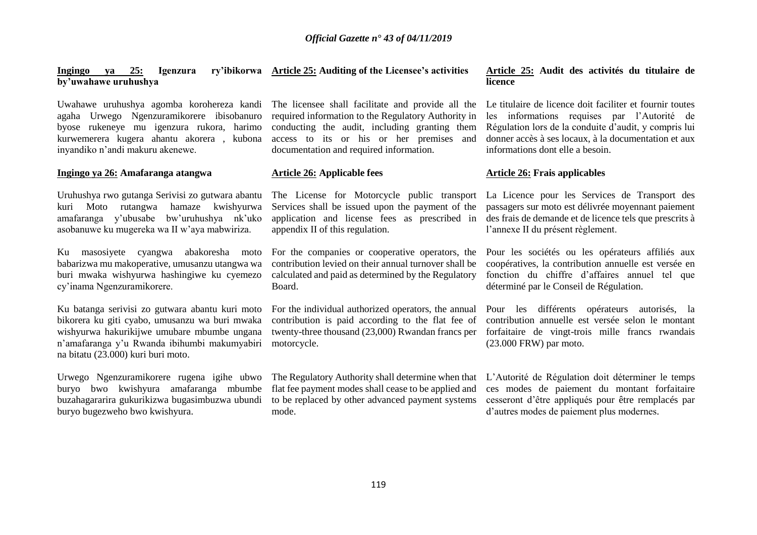**Ingingo ya 25: Igenzura ry'ibikorwa by'uwahawe uruhushya**

Uwahawe uruhushya agomba korohereza kandi agaha Urwego Ngenzuramikorere ibisobanuro byose rukeneye mu igenzura rukora, harimo kurwemerera kugera ahantu akorera , kubona inyandiko n'andi makuru akenewe.

**Ingingo ya 26: Amafaranga atangwa**

Uruhushya rwo gutanga Serivisi zo gutwara abantu kuri Moto rutangwa hamaze kwishyurwa amafaranga y'ubusabe bw'uruhushya nk'uko asobanuwe ku mugereka wa II w'aya mabwiriza.

Ku masosiyete cyangwa abakoresha moto babarizwa mu makoperative, umusanzu utangwa wa buri mwaka wishyurwa hashingiwe ku cyemezo cy'inama Ngenzuramikorere.

Ku batanga serivisi zo gutwara abantu kuri moto bikorera ku giti cyabo, umusanzu wa buri mwaka wishyurwa hakurikijwe umubare mbumbe ungana n'amafaranga y'u Rwanda ibihumbi makumyabiri na bitatu (23.000) kuri buri moto.

Urwego Ngenzuramikorere rugena igihe ubwo buryo bwo kwishyura amafaranga mbumbe buzahagararira gukurikizwa bugasimbuzwa ubundi buryo bugezweho bwo kwishyura.

**Article 25: Auditing of the Licensee's activities**

The licensee shall facilitate and provide all the required information to the Regulatory Authority in conducting the audit, including granting them access to its or his or her premises and documentation and required information.

**Article 26: Applicable fees**

The License for Motorcycle public transport Services shall be issued upon the payment of the application and license fees as prescribed in appendix II of this regulation.

For the companies or cooperative operators, the contribution levied on their annual turnover shall be calculated and paid as determined by the Regulatory Board.

For the individual authorized operators, the annual contribution is paid according to the flat fee of twenty-three thousand (23,000) Rwandan francs per motorcycle.

The Regulatory Authority shall determine when that flat fee payment modes shall cease to be applied and to be replaced by other advanced payment systems mode.

**Article 25: Audit des activités du titulaire de licence**

Le titulaire de licence doit faciliter et fournir toutes les informations requises par l'Autorité de Régulation lors de la conduite d'audit, y compris lui donner accès à ses locaux, à la documentation et aux informations dont elle a besoin.

**Article 26: Frais applicables**

La Licence pour les Services de Transport des passagers sur moto est délivrée moyennant paiement des frais de demande et de licence tels que prescrits à l'annexe II du présent règlement.

Pour les sociétés ou les opérateurs affiliés aux coopératives, la contribution annuelle est versée en fonction du chiffre d'affaires annuel tel que déterminé par le Conseil de Régulation.

Pour les différents opérateurs autorisés, la contribution annuelle est versée selon le montant forfaitaire de vingt-trois mille francs rwandais (23.000 FRW) par moto.

L'Autorité de Régulation doit déterminer le temps ces modes de paiement du montant forfaitaire cesseront d'être appliqués pour être remplacés par d'autres modes de paiement plus modernes.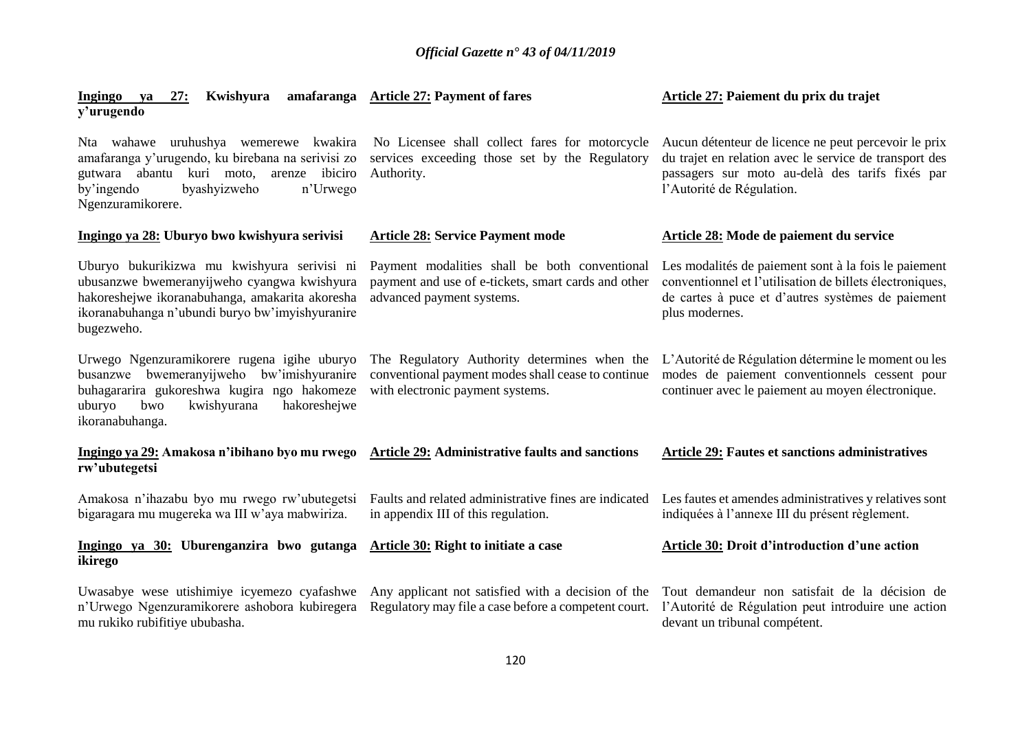**Ingingo ya 27: Kwishyura amafaranga y'urugendo**

Nta wahawe uruhushya wemerewe kwakira amafaranga y'urugendo, ku birebana na serivisi zo gutwara abantu kuri moto, arenze ibiciro by'ingendo byashyizweho n'Urwego Ngenzuramikorere.

**Ingingo ya 28: Uburyo bwo kwishyura serivisi**

Uburyo bukurikizwa mu kwishyura serivisi ni ubusanzwe bwemeranyijweho cyangwa kwishyura hakoreshejwe ikoranabuhanga, amakarita akoresha ikoranabuhanga n'ubundi buryo bw'imyishyuranire bugezweho.

Urwego Ngenzuramikorere rugena igihe uburyo busanzwe bwemeranyijweho bw'imishyuranire buhagararira gukoreshwa kugira ngo hakomeze uburyo bwo kwishyurana hakoreshejwe ikoranabuhanga.

**Ingingo ya 29: Amakosa n'ibihano byo mu rwego rw'ubutegetsi**

Amakosa n'ihazabu byo mu rwego rw'ubutegetsi bigaragara mu mugereka wa III w'aya mabwiriza.

**Ingingo ya 30: Uburenganzira bwo gutanga ikirego**

Uwasabye wese utishimiye icyemezo cyafashwe n'Urwego Ngenzuramikorere ashobora kubiregera mu rukiko rubifitiye ububasha.

**Article 27: Payment of fares**

No Licensee shall collect fares for motorcycle services exceeding those set by the Regulatory Authority.

**Article 28: Service Payment mode**

Payment modalities shall be both conventional payment and use of e-tickets, smart cards and other advanced payment systems.

The Regulatory Authority determines when the conventional payment modes shall cease to continue with electronic payment systems.

**Article 29: Administrative faults and sanctions**

Faults and related administrative fines are indicated in appendix III of this regulation.

**Article 30: Right to initiate a case**

Any applicant not satisfied with a decision of the Regulatory may file a case before a competent court.

**Article 27: Paiement du prix du trajet**

Aucun détenteur de licence ne peut percevoir le prix du trajet en relation avec le service de transport des passagers sur moto au-delà des tarifs fixés par l'Autorité de Régulation.

**Article 28: Mode de paiement du service**

Les modalités de paiement sont à la fois le paiement conventionnel et l'utilisation de billets électroniques, de cartes à puce et d'autres systèmes de paiement plus modernes.

L'Autorité de Régulation détermine le moment ou les modes de paiement conventionnels cessent pour continuer avec le paiement au moyen électronique.

**Article 29: Fautes et sanctions administratives**

Les fautes et amendes administratives y relatives sont indiquées à l'annexe III du présent règlement.

**Article 30: Droit d'introduction d'une action**

Tout demandeur non satisfait de la décision de l'Autorité de Régulation peut introduire une action devant un tribunal compétent.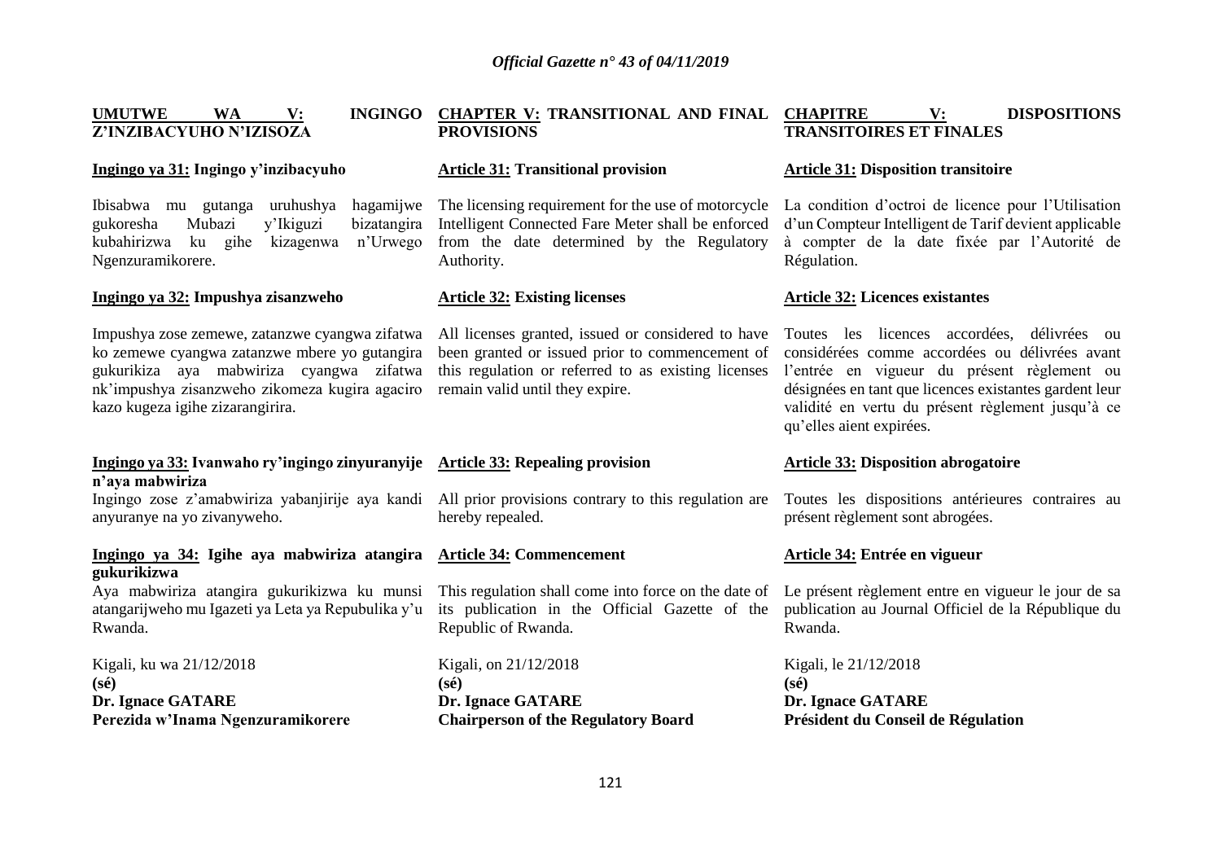## UMUTWE WA V: INGINGO Z'INZIBACYUHO N'IZISOZA

### Ingingo ya 31: Ingingo y'inzibacyuho

Ibisabwa mu gutanga uruhushya hagamijwe gukoresha Mubazi y'Ikiguzi bizatangira kubahirizwa ku gihe kizagenwa n'Urwego Ngenzuramikorere.

### Ingingo ya 32: Impushya zisanzweho

Impushya zose zemewe, zatanzwe cyangwa zifatwa ko zemewe cyangwa zatanzwe mbere yo gutangira gukurikiza aya mabwiriza cyangwa zifatwa nk'impushya zisanzweho zikomeza kugira agaciro kazo kugeza igihe zizarangirira.

### Ingingo ya 33: Ivanwaho ry'ingingo zinyuranyije n'aya mabwiriza

Ingingo zose z'amabwiriza yabanjirije aya kandi anyuranye na yo zivanyweho.

### Ingingo ya 34: Igihe aya mabwiriza atangira gukurikizwa

Aya mabwiriza atangira gukurikizwa ku munsi atangarijweho mu Igazeti ya Leta ya Repubulika y'u Rwanda.

Kigali, ku wa 21/12/2018

**(sé)**

**Dr. Ignace GATARE**

**Perezida w'Inama Ngenzuramikorere**

## CHAPTER V: TRANSITIONAL AND FINAL PROVISIONS

### Article 31: Transitional provision

The licensing requirement for the use of motorcycle Intelligent Connected Fare Meter shall be enforced from the date determined by the Regulatory Authority.

### Article 32: Existing licenses

All licenses granted, issued or considered to have been granted or issued prior to commencement of this regulation or referred to as existing licenses remain valid until they expire.

### Article 33: Repealing provision

All prior provisions contrary to this regulation are hereby repealed.

### Article 34: Commencement

This regulation shall come into force on the date of its publication in the Official Gazette of the Republic of Rwanda.

Kigali, on 21/12/2018

**(sé)**

**Dr. Ignace GATARE**

**Chairperson of the Regulatory Board**

## CHAPITRE V: DISPOSITIONS TRANSITOIRES ET FINALES

### Article 31: Disposition transitoire

La condition d'octroi de licence pour l'Utilisation d'un Compteur Intelligent de Tarif devient applicable à compter de la date fixée par l'Autorité de Régulation.

### Article 32: Licences existantes

Toutes les licences accordées, délivrées ou considérées comme accordées ou délivrées avant l'entrée en vigueur du présent règlement ou désignées en tant que licences existantes gardent leur validité en vertu du présent règlement jusqu'à ce qu'elles aient expirées.

### Article 33: Disposition abrogatoire

Toutes les dispositions antérieures contraires au présent règlement sont abrogées.

### Article 34: Entrée en vigueur

Le présent règlement entre en vigueur le jour de sa publication au Journal Officiel de la République du Rwanda.

Kigali, le 21/12/2018

**(sé)**

**Dr. Ignace GATARE**

**Président du Conseil de Régulation**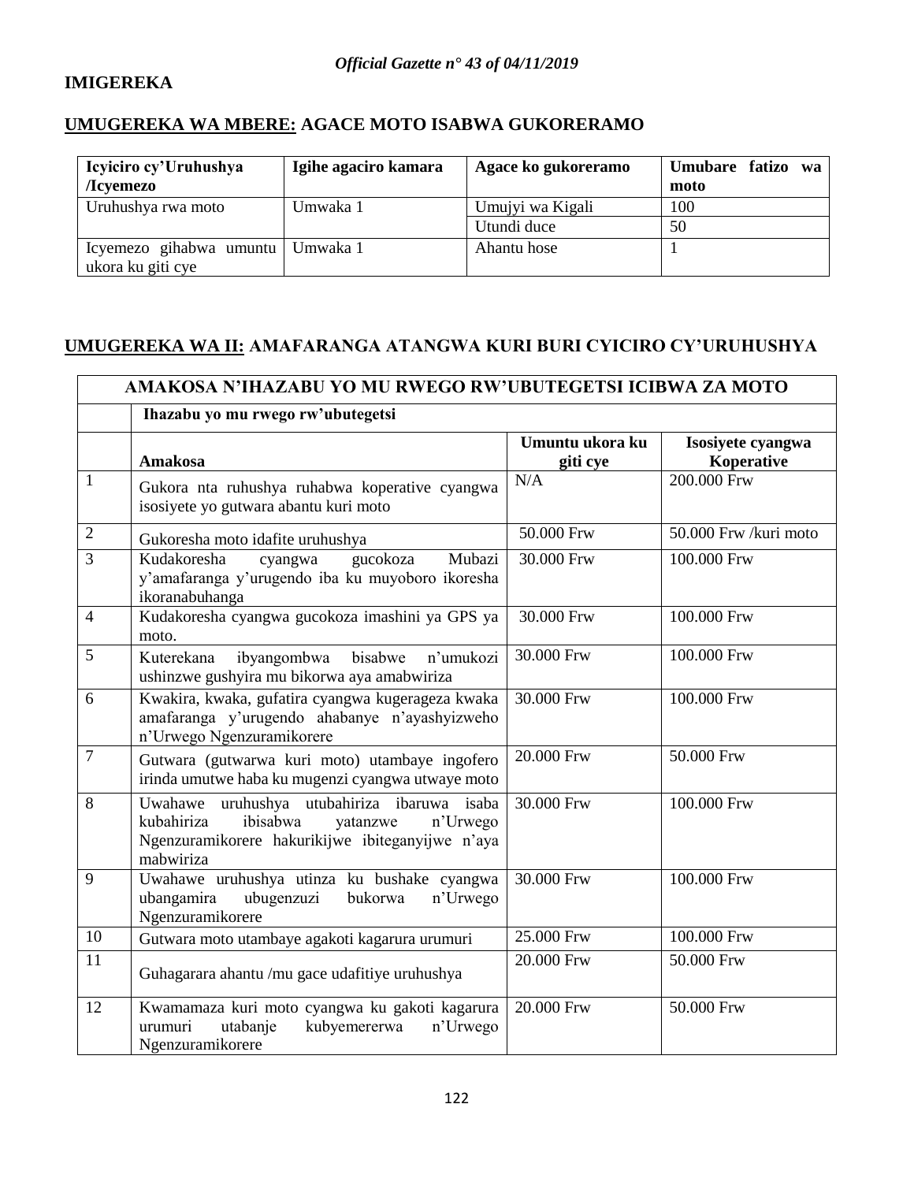## IMIGEREKA

### UMUGEREKA WA MBERE: AGACE MOTO ISABWA GUKORERAMO

| Icyiciro cy'Uruhushya /Icyemezo | Igihe agaciro kamara | Agace ko gukoreramo | Umubare fatizo wa moto |
|---|---|---|---|
| Uruhushya rwa moto | Umwaka 1 | Umujyi wa Kigali | 100 |
| | | Utundi duce | 50 |
| Icyemezo gihabwa umuntu ukora ku giti cye | Umwaka 1 | Ahantu hose | 1 |

### UMUGEREKA WA II: AMAFARANGA ATANGWA KURI BURI CYICIRO CY'URUHUSHYA

| AMAKOSA N'IHAZABU YO MU RWEGO RW'UBUTEGETSI ICIBWA ZA MOTO | | | |
|---|---|---|---|
| | Ihazabu yo mu rwego rw'ubutegetsi | | |
| | Amakosa | Umuntu ukora ku giti cye | Isosiyete cyangwa Koperative |
| 1 | Gukora nta ruhushya ruhabwa koperative cyangwa isosiyete yo gutwara abantu kuri moto | N/A | 200.000 Frw |
| 2 | Gukoresha moto idafite uruhushya | 50.000 Frw | 50.000 Frw /kuri moto |
| 3 | Kudakoresha cyangwa gucokoza Mubazi y'amafaranga y'urugendo iba ku muyoboro ikoresha ikoranabuhanga | 30.000 Frw | 100.000 Frw |
| 4 | Kudakoresha cyangwa gucokoza imashini ya GPS ya moto. | 30.000 Frw | 100.000 Frw |
| 5 | Kuterekana ibyangombwa bisabwe n'umukozi ushinzwe gushyira mu bikorwa aya amabwiriza | 30.000 Frw | 100.000 Frw |
| 6 | Kwakira, kwaka, gufatira cyangwa kugerageza kwaka amafaranga y'urugendo ahabanye n'ayashyizweho n'Urwego Ngenzuramikorere | 30.000 Frw | 100.000 Frw |
| 7 | Gutwara (gutwarwa kuri moto) utambaye ingofero irinda umutwe haba ku mugenzi cyangwa utwaye moto | 20.000 Frw | 50.000 Frw |
| 8 | Uwahawe uruhushya utubahiriza ibaruwa isaba kubahiriza ibisabwa yatanzwe n'Urwego Ngenzuramikorere hakurikijwe ibiteganyijwe n'aya mabwiriza | 30.000 Frw | 100.000 Frw |
| 9 | Uwahawe uruhushya utinza ku bushake cyangwa ubangamira ubugenzuzi bukorwa n'Urwego Ngenzuramikorere | 30.000 Frw | 100.000 Frw |
| 10 | Gutwara moto utambaye agakoti kagarura urumuri | 25.000 Frw | 100.000 Frw |
| 11 | Guhagarara ahantu /mu gace udafitiye uruhushya | 20.000 Frw | 50.000 Frw |
| 12 | Kwamamaza kuri moto cyangwa ku gakoti kagarura urumuri utabanje kubyemererwa n'Urwego Ngenzuramikorere | 20.000 Frw | 50.000 Frw |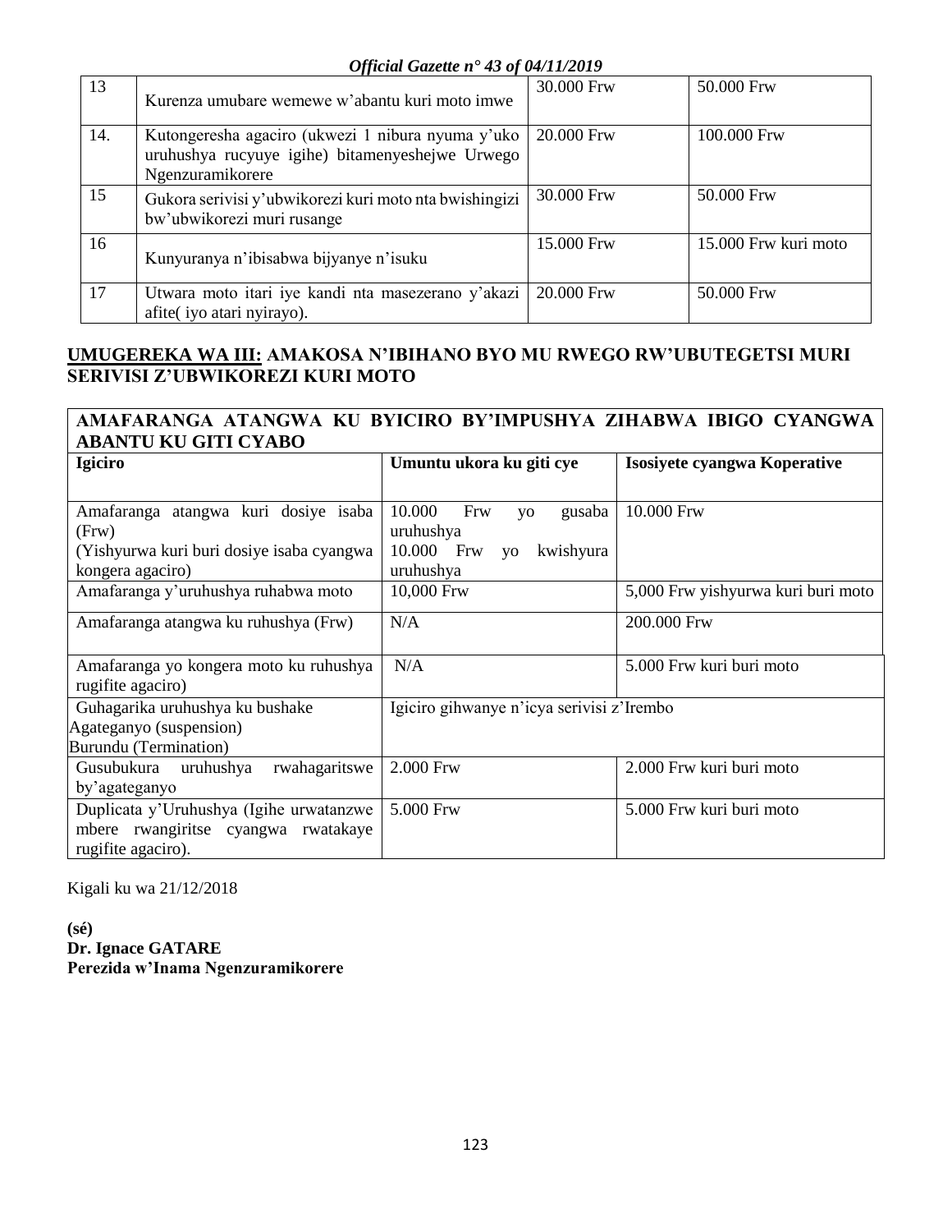| 13 | Kurenza umubare wemewe w’abantu kuri moto imwe | 30.000 Frw | 50.000 Frw |
|---|---|---|---|
| 14. | Kutongeresha agaciro (ukwezi 1 nibura nyuma y’uko uruhushya rucyuye igihe) bitamenyeshejwe Urwego Ngenzuramikorere | 20.000 Frw | 100.000 Frw |
| 15 | Gukora serivisi y’ubwikorezi kuri moto nta bwishingizi bw’ubwikorezi muri rusange | 30.000 Frw | 50.000 Frw |
| 16 | Kunyuranya n’ibisabwa bijyanye n’isuku | 15.000 Frw | 15.000 Frw kuri moto |
| 17 | Utwara moto itari iye kandi nta masezerano y’akazi afite( iyo atari nyirayo). | 20.000 Frw | 50.000 Frw |

## <u>UMUGEREKA WA III:</u> AMAKOSA N’IBIHANO BYO MU RWEGO RW’UBUTEGETSI MURI SERIVISI Z’UBWIKOREZI KURI MOTO

| AMAFARANGA ATANGWA KU BYICIRO BY’IMPUSHYA ZIHABWA IBIGO CYANGWA ABANTU KU GITI CYABO | | |
|---|---|---|
| **Igiciro** | **Umuntu ukora ku giti cye** | **Isosiyete cyangwa Koperative** |
| Amafaranga atangwa kuri dosiye isaba (Frw) (Yishyurwa kuri buri dosiye isaba cyangwa kongera agaciro) | 10.000 Frw yo gusaba uruhushya 10.000 Frw yo kwishyura uruhushya | 10.000 Frw |
| Amafaranga y’uruhushya ruhabwa moto | 10,000 Frw | 5,000 Frw yishyurwa kuri buri moto |
| Amafaranga atangwa ku ruhushya (Frw) | N/A | 200.000 Frw |
| Amafaranga yo kongera moto ku ruhushya rugifite agaciro) | N/A | 5.000 Frw kuri buri moto |
| Guhagarika uruhushya ku bushake Agateganyo (suspension) Burundu (Termination) | Igiciro gihwanye n’icya serivisi z’Irembo | |
| Gusubukura uruhushya rwahagaritswe by’agateganyo | 2.000 Frw | 2.000 Frw kuri buri moto |
| Duplicata y’Uruhushya (Igihe urwatanzwe mbere rwangiritse cyangwa rwatakaye rugifite agaciro). | 5.000 Frw | 5.000 Frw kuri buri moto |

Kigali ku wa 21/12/2018

**(sé)**
**Dr. Ignace GATARE**
**Perezida w’Inama Ngenzuramikorere**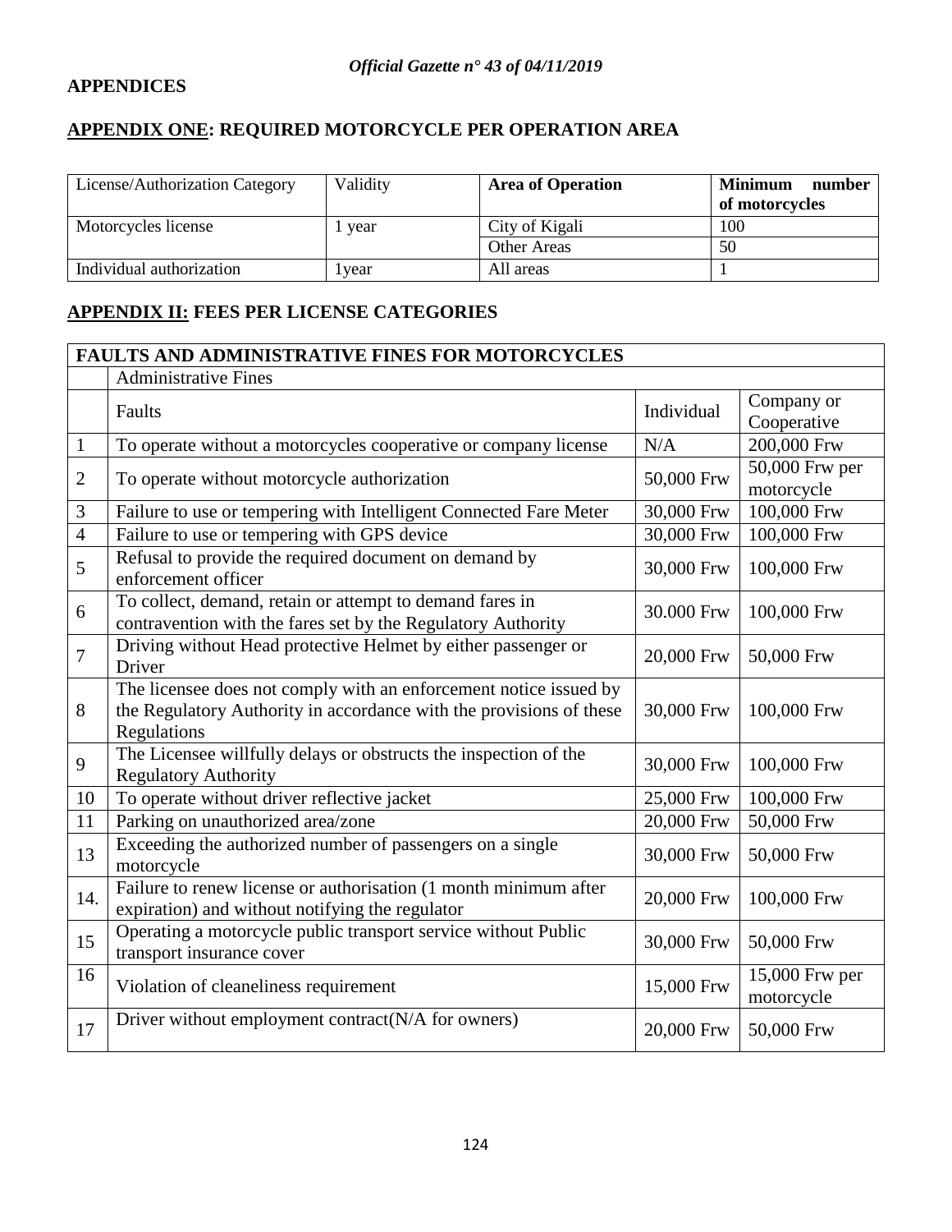## APPENDICES

## APPENDIX ONE: REQUIRED MOTORCYCLE PER OPERATION AREA

| License/Authorization Category | Validity | **Area of Operation** | **Minimum number of motorcycles** |
|---|---|---|---|
| Motorcycles license | 1 year | City of Kigali | 100 |
| | | Other Areas | 50 |
| Individual authorization | 1year | All areas | 1 |

## APPENDIX II: FEES PER LICENSE CATEGORIES

| **FAULTS AND ADMINISTRATIVE FINES FOR MOTORCYCLES** | | | |
|---|---|---|---|
| | Administrative Fines | | |
| | Faults | Individual | Company or Cooperative |
| 1 | To operate without a motorcycles cooperative or company license | N/A | 200,000 Frw |
| 2 | To operate without motorcycle authorization | 50,000 Frw | 50,000 Frw per motorcycle |
| 3 | Failure to use or tempering with Intelligent Connected Fare Meter | 30,000 Frw | 100,000 Frw |
| 4 | Failure to use or tempering with GPS device | 30,000 Frw | 100,000 Frw |
| 5 | Refusal to provide the required document on demand by enforcement officer | 30,000 Frw | 100,000 Frw |
| 6 | To collect, demand, retain or attempt to demand fares in contravention with the fares set by the Regulatory Authority | 30.000 Frw | 100,000 Frw |
| 7 | Driving without Head protective Helmet by either passenger or Driver | 20,000 Frw | 50,000 Frw |
| 8 | The licensee does not comply with an enforcement notice issued by the Regulatory Authority in accordance with the provisions of these Regulations | 30,000 Frw | 100,000 Frw |
| 9 | The Licensee willfully delays or obstructs the inspection of the Regulatory Authority | 30,000 Frw | 100,000 Frw |
| 10 | To operate without driver reflective jacket | 25,000 Frw | 100,000 Frw |
| 11 | Parking on unauthorized area/zone | 20,000 Frw | 50,000 Frw |
| 13 | Exceeding the authorized number of passengers on a single motorcycle | 30,000 Frw | 50,000 Frw |
| 14. | Failure to renew license or authorisation (1 month minimum after expiration) and without notifying the regulator | 20,000 Frw | 100,000 Frw |
| 15 | Operating a motorcycle public transport service without Public transport insurance cover | 30,000 Frw | 50,000 Frw |
| 16 | Violation of cleaneliness requirement | 15,000 Frw | 15,000 Frw per motorcycle |
| 17 | Driver without employment contract(N/A for owners) | 20,000 Frw | 50,000 Frw |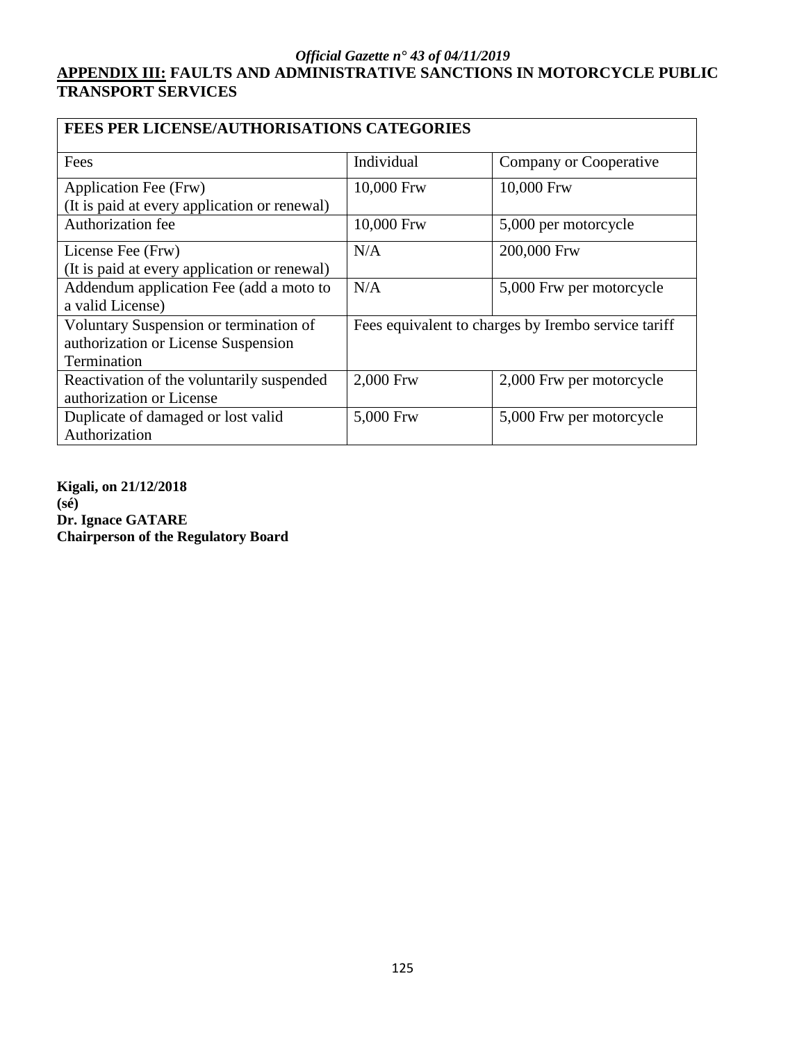## APPENDIX III: FAULTS AND ADMINISTRATIVE SANCTIONS IN MOTORCYCLE PUBLIC TRANSPORT SERVICES

| FEES PER LICENSE/AUTHORISATIONS CATEGORIES | | |
|---|---|---|
| Fees | Individual | Company or Cooperative |
| Application Fee (Frw) (It is paid at every application or renewal) | 10,000 Frw | 10,000 Frw |
| Authorization fee | 10,000 Frw | 5,000 per motorcycle |
| License Fee (Frw) (It is paid at every application or renewal) | N/A | 200,000 Frw |
| Addendum application Fee (add a moto to a valid License) | N/A | 5,000 Frw per motorcycle |
| Voluntary Suspension or termination of authorization or License Suspension Termination | Fees equivalent to charges by Irembo service tariff | |
| Reactivation of the voluntarily suspended authorization or License | 2,000 Frw | 2,000 Frw per motorcycle |
| Duplicate of damaged or lost valid Authorization | 5,000 Frw | 5,000 Frw per motorcycle |

**Kigali, on 21/12/2018**
**(sé)**
**Dr. Ignace GATARE**
**Chairperson of the Regulatory Board**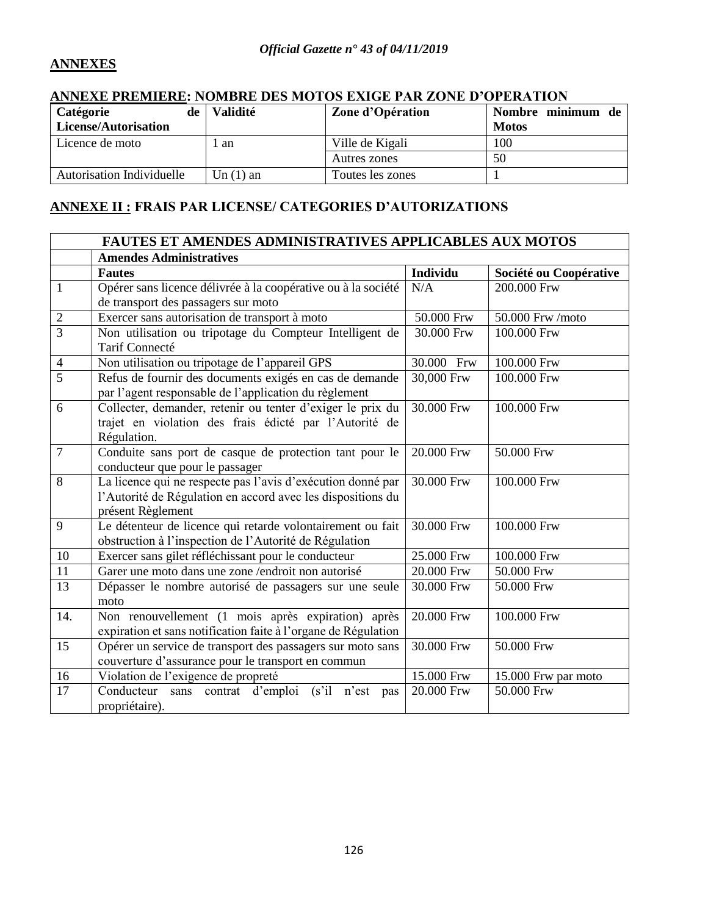**ANNEXES**

**ANNEXE PREMIERE: NOMBRE DES MOTOS EXIGE PAR ZONE D'OPERATION**

| Catégorie de License/Autorisation | Validité | Zone d'Opération | Nombre minimum de Motos |
|---|---|---|---|
| Licence de moto | 1 an | Ville de Kigali | 100 |
| | | Autres zones | 50 |
| Autorisation Individuelle | Un (1) an | Toutes les zones | 1 |

**ANNEXE II : FRAIS PAR LICENSE/ CATEGORIES D'AUTORIZATIONS**

| FAUTES ET AMENDES ADMINISTRATIVES APPLICABLES AUX MOTOS | | | |
|---|---|---|---|
| | **Amendes Administratives** | | |
| | **Fautes** | **Individu** | **Société ou Coopérative** |
| 1 | Opérer sans licence délivrée à la coopérative ou à la société de transport des passagers sur moto | N/A | 200.000 Frw |
| 2 | Exercer sans autorisation de transport à moto | 50.000 Frw | 50.000 Frw /moto |
| 3 | Non utilisation ou tripotage du Compteur Intelligent de Tarif Connecté | 30.000 Frw | 100.000 Frw |
| 4 | Non utilisation ou tripotage de l'appareil GPS | 30.000 Frw | 100.000 Frw |
| 5 | Refus de fournir des documents exigés en cas de demande par l'agent responsable de l'application du règlement | 30,000 Frw | 100.000 Frw |
| 6 | Collecter, demander, retenir ou tenter d'exiger le prix du trajet en violation des frais édicté par l'Autorité de Régulation. | 30.000 Frw | 100.000 Frw |
| 7 | Conduite sans port de casque de protection tant pour le conducteur que pour le passager | 20.000 Frw | 50.000 Frw |
| 8 | La licence qui ne respecte pas l'avis d'exécution donné par l'Autorité de Régulation en accord avec les dispositions du présent Règlement | 30.000 Frw | 100.000 Frw |
| 9 | Le détenteur de licence qui retarde volontairement ou fait obstruction à l'inspection de l'Autorité de Régulation | 30.000 Frw | 100.000 Frw |
| 10 | Exercer sans gilet réfléchissant pour le conducteur | 25.000 Frw | 100.000 Frw |
| 11 | Garer une moto dans une zone /endroit non autorisé | 20.000 Frw | 50.000 Frw |
| 13 | Dépasser le nombre autorisé de passagers sur une seule moto | 30.000 Frw | 50.000 Frw |
| 14. | Non renouvellement (1 mois après expiration) après expiration et sans notification faite à l'organe de Régulation | 20.000 Frw | 100.000 Frw |
| 15 | Opérer un service de transport des passagers sur moto sans couverture d'assurance pour le transport en commun | 30.000 Frw | 50.000 Frw |
| 16 | Violation de l'exigence de propreté | 15.000 Frw | 15.000 Frw par moto |
| 17 | Conducteur sans contrat d'emploi (s'il n'est pas propriétaire). | 20.000 Frw | 50.000 Frw |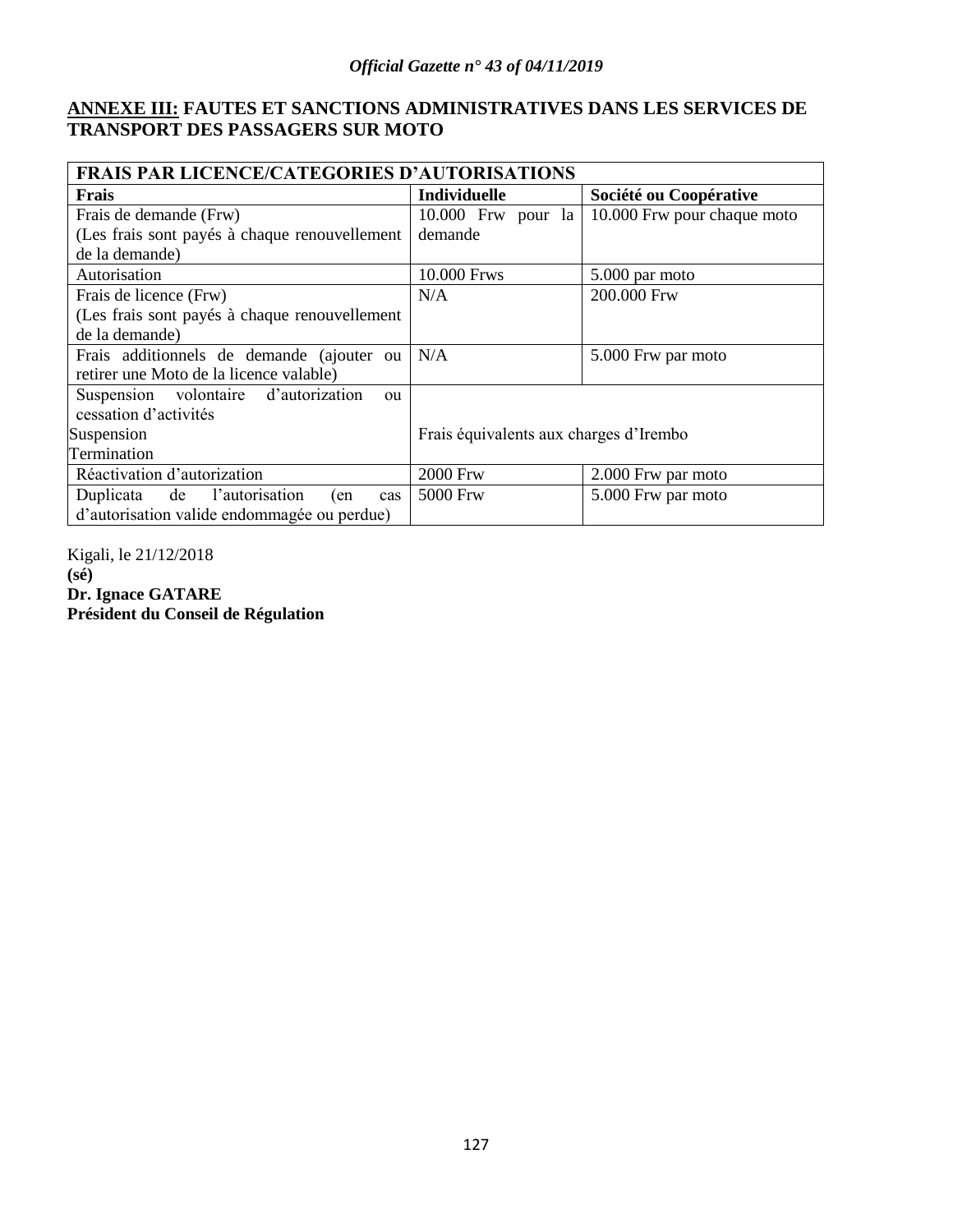**ANNEXE III: FAUTES ET SANCTIONS ADMINISTRATIVES DANS LES SERVICES DE TRANSPORT DES PASSAGERS SUR MOTO**

| FRAIS PAR LICENCE/CATEGORIES D'AUTORISATIONS | | |
|---|---|---|
| **Frais** | **Individuelle** | **Société ou Coopérative** |
| Frais de demande (Frw) (Les frais sont payés à chaque renouvellement de la demande) | 10.000 Frw pour la demande | 10.000 Frw pour chaque moto |
| Autorisation | 10.000 Frws | 5.000 par moto |
| Frais de licence (Frw) (Les frais sont payés à chaque renouvellement de la demande) | N/A | 200.000 Frw |
| Frais additionnels de demande (ajouter ou retirer une Moto de la licence valable) | N/A | 5.000 Frw par moto |
| Suspension volontaire d'autorization ou cessation d'activités<br>Suspension<br>Termination | Frais équivalents aux charges d'Irembo | |
| Réactivation d'autorization | 2000 Frw | 2.000 Frw par moto |
| Duplicata de l'autorisation (en cas d'autorisation valide endommagée ou perdue) | 5000 Frw | 5.000 Frw par moto |

Kigali, le 21/12/2018

**(sé)**

**Dr. Ignace GATARE**

**Président du Conseil de Régulation**